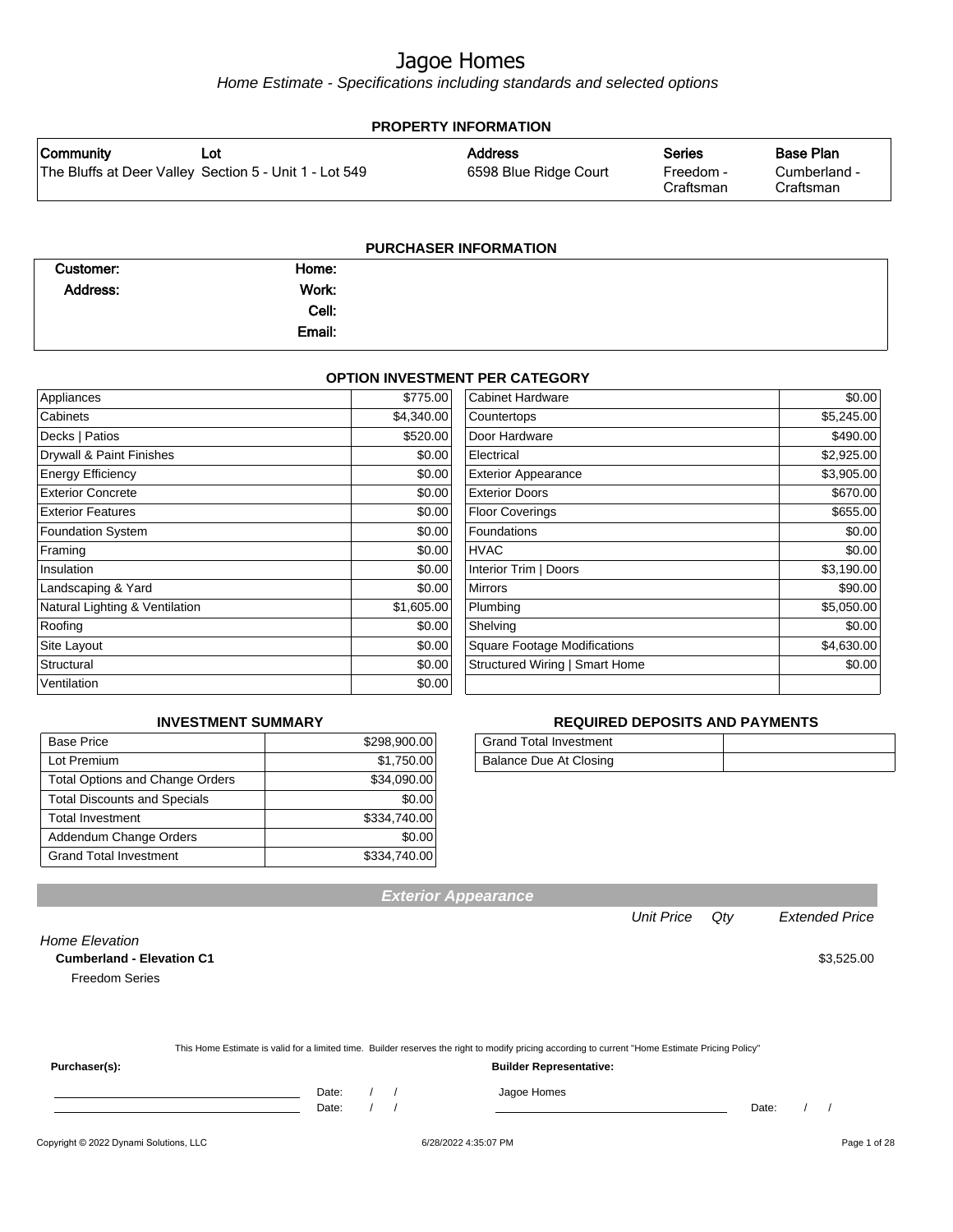# Jagoe Homes

*Home Estimate - Specifications including standards and selected options*

## PROPERTY INFORMATION

| Community | Lot | Address | Series | Base Plan |
|---|---|---|---|---|
| The Bluffs at Deer Valley | Section 5 - Unit 1 - Lot 549 | 6598 Blue Ridge Court | Freedom - Craftsman | Cumberland - Craftsman |

## PURCHASER INFORMATION

| | | | |
|---|---|---|---|
| Customer: | | Home: | |
| Address: | | Work: | |
| | | Cell: | |
| | | Email: | |

## OPTION INVESTMENT PER CATEGORY

| Category | Amount | Category | Amount |
|---|---|---|---|
| Appliances | $775.00 | Cabinet Hardware | $0.00 |
| Cabinets | $4,340.00 | Countertops | $5,245.00 |
| Decks \| Patios | $520.00 | Door Hardware | $490.00 |
| Drywall & Paint Finishes | $0.00 | Electrical | $2,925.00 |
| Energy Efficiency | $0.00 | Exterior Appearance | $3,905.00 |
| Exterior Concrete | $0.00 | Exterior Doors | $670.00 |
| Exterior Features | $0.00 | Floor Coverings | $655.00 |
| Foundation System | $0.00 | Foundations | $0.00 |
| Framing | $0.00 | HVAC | $0.00 |
| Insulation | $0.00 | Interior Trim \| Doors | $3,190.00 |
| Landscaping & Yard | $0.00 | Mirrors | $90.00 |
| Natural Lighting & Ventilation | $1,605.00 | Plumbing | $5,050.00 |
| Roofing | $0.00 | Shelving | $0.00 |
| Site Layout | $0.00 | Square Footage Modifications | $4,630.00 |
| Structural | $0.00 | Structured Wiring \| Smart Home | $0.00 |
| Ventilation | $0.00 | | |

## INVESTMENT SUMMARY

| | |
|---|---|
| Base Price | $298,900.00 |
| Lot Premium | $1,750.00 |
| Total Options and Change Orders | $34,090.00 |
| Total Discounts and Specials | $0.00 |
| Total Investment | $334,740.00 |
| Addendum Change Orders | $0.00 |
| Grand Total Investment | $334,740.00 |

## REQUIRED DEPOSITS AND PAYMENTS

| | |
|---|---|
| Grand Total Investment | |
| Balance Due At Closing | |

## Exterior Appearance

| | Unit Price | Qty | Extended Price |
|---|---|---|---|
| *Home Elevation* | | | |
| **Cumberland - Elevation C1** | | | $3,525.00 |
| Freedom Series | | | |

This Home Estimate is valid for a limited time. Builder reserves the right to modify pricing according to current "Home Estimate Pricing Policy"

**Purchaser(s):**

______________________ Date: / /

______________________ Date: / /

**Builder Representative:**

Jagoe Homes

______________________ Date: / /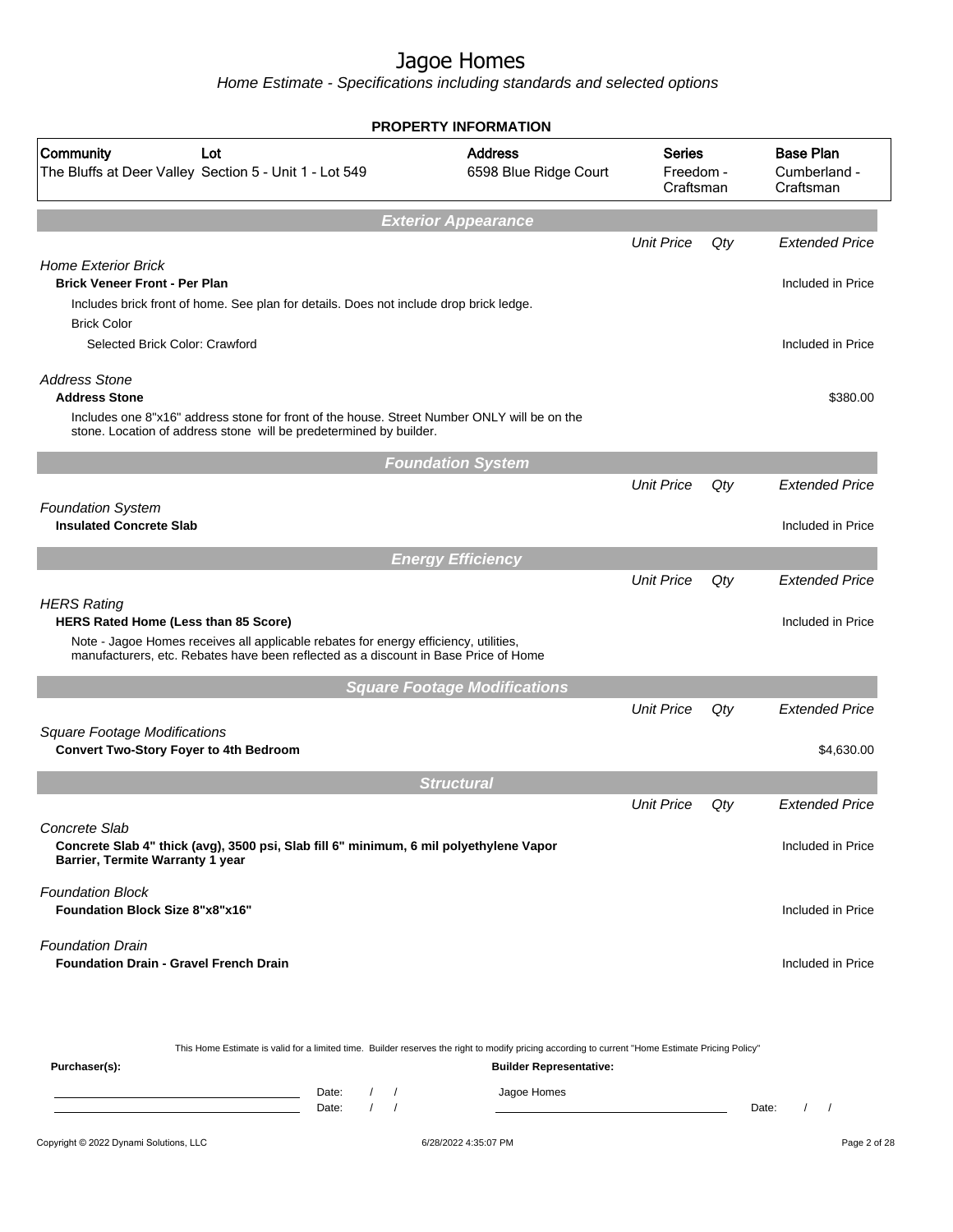# Jagoe Homes

*Home Estimate - Specifications including standards and selected options*

## PROPERTY INFORMATION

| Community | Lot | Address | Series | Base Plan |
|---|---|---|---|---|
| The Bluffs at Deer Valley | Section 5 - Unit 1 - Lot 549 | 6598 Blue Ridge Court | Freedom - Craftsman | Cumberland - Craftsman |

## Exterior Appearance

| | Unit Price | Qty | Extended Price |
|---|---|---|---|
| *Home Exterior Brick* | | | |
| **Brick Veneer Front - Per Plan** | | | Included in Price |
| Includes brick front of home. See plan for details. Does not include drop brick ledge. | | | |
| Brick Color | | | |
| Selected Brick Color: Crawford | | | Included in Price |
| *Address Stone* | | | |
| **Address Stone** | | | $380.00 |
| Includes one 8"x16" address stone for front of the house. Street Number ONLY will be on the stone. Location of address stone will be predetermined by builder. | | | |

## Foundation System

| | Unit Price | Qty | Extended Price |
|---|---|---|---|
| *Foundation System* | | | |
| **Insulated Concrete Slab** | | | Included in Price |

## Energy Efficiency

| | Unit Price | Qty | Extended Price |
|---|---|---|---|
| *HERS Rating* | | | |
| **HERS Rated Home (Less than 85 Score)** | | | Included in Price |
| Note - Jagoe Homes receives all applicable rebates for energy efficiency, utilities, manufacturers, etc. Rebates have been reflected as a discount in Base Price of Home | | | |

## Square Footage Modifications

| | Unit Price | Qty | Extended Price |
|---|---|---|---|
| *Square Footage Modifications* | | | |
| **Convert Two-Story Foyer to 4th Bedroom** | | | $4,630.00 |

## Structural

| | Unit Price | Qty | Extended Price |
|---|---|---|---|
| *Concrete Slab* | | | |
| **Concrete Slab 4" thick (avg), 3500 psi, Slab fill 6" minimum, 6 mil polyethylene Vapor Barrier, Termite Warranty 1 year** | | | Included in Price |
| *Foundation Block* | | | |
| **Foundation Block Size 8"x8"x16"** | | | Included in Price |
| *Foundation Drain* | | | |
| **Foundation Drain - Gravel French Drain** | | | Included in Price |

This Home Estimate is valid for a limited time. Builder reserves the right to modify pricing according to current "Home Estimate Pricing Policy"

**Purchaser(s):**

Date: / /

Date: / /

**Builder Representative:**

Jagoe Homes

Date: / /

Copyright © 2022 Dynami Solutions, LLC — 6/28/2022 4:35:07 PM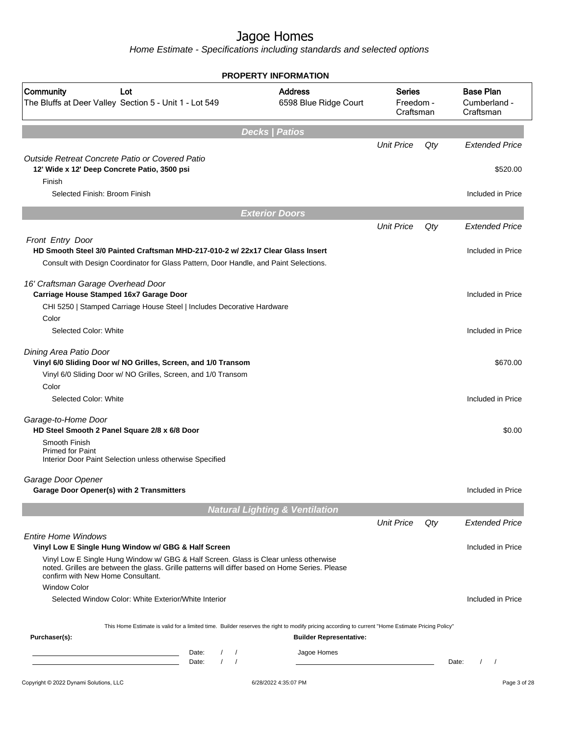# Jagoe Homes

*Home Estimate - Specifications including standards and selected options*

## PROPERTY INFORMATION

| Community | Lot | Address | Series | Base Plan |
|---|---|---|---|---|
| The Bluffs at Deer Valley | Section 5 - Unit 1 - Lot 549 | 6598 Blue Ridge Court | Freedom - Craftsman | Cumberland - Craftsman |

## Decks | Patios

| | Unit Price | Qty | Extended Price |
|---|---|---|---|
| *Outside Retreat Concrete Patio or Covered Patio* | | | |
| **12' Wide x 12' Deep Concrete Patio, 3500 psi** | | | $520.00 |
| Finish | | | |
| Selected Finish: Broom Finish | | | Included in Price |

## Exterior Doors

| | Unit Price | Qty | Extended Price |
|---|---|---|---|
| *Front Entry Door* | | | |
| **HD Smooth Steel 3/0 Painted Craftsman MHD-217-010-2 w/ 22x17 Clear Glass Insert** | | | Included in Price |
| Consult with Design Coordinator for Glass Pattern, Door Handle, and Paint Selections. | | | |
| *16' Craftsman Garage Overhead Door* | | | |
| **Carriage House Stamped 16x7 Garage Door** | | | Included in Price |
| CHI 5250 \| Stamped Carriage House Steel \| Includes Decorative Hardware | | | |
| Color | | | |
| Selected Color: White | | | Included in Price |
| *Dining Area Patio Door* | | | |
| **Vinyl 6/0 Sliding Door w/ NO Grilles, Screen, and 1/0 Transom** | | | $670.00 |
| Vinyl 6/0 Sliding Door w/ NO Grilles, Screen, and 1/0 Transom | | | |
| Color | | | |
| Selected Color: White | | | Included in Price |
| *Garage-to-Home Door* | | | |
| **HD Steel Smooth 2 Panel Square 2/8 x 6/8 Door** | | | $0.00 |
| Smooth Finish<br>Primed for Paint<br>Interior Door Paint Selection unless otherwise Specified | | | |
| *Garage Door Opener* | | | |
| **Garage Door Opener(s) with 2 Transmitters** | | | Included in Price |

## Natural Lighting & Ventilation

| | Unit Price | Qty | Extended Price |
|---|---|---|---|
| *Entire Home Windows* | | | |
| **Vinyl Low E Single Hung Window w/ GBG & Half Screen** | | | Included in Price |
| Vinyl Low E Single Hung Window w/ GBG & Half Screen. Glass is Clear unless otherwise noted. Grilles are between the glass. Grille patterns will differ based on Home Series. Please confirm with New Home Consultant. | | | |
| Window Color | | | |
| Selected Window Color: White Exterior/White Interior | | | Included in Price |

This Home Estimate is valid for a limited time. Builder reserves the right to modify pricing according to current "Home Estimate Pricing Policy"

**Purchaser(s):**

\_\_\_\_\_\_\_\_\_\_\_\_\_\_\_\_\_\_\_\_ Date: / /

\_\_\_\_\_\_\_\_\_\_\_\_\_\_\_\_\_\_\_\_ Date: / /

**Builder Representative:**

Jagoe Homes

\_\_\_\_\_\_\_\_\_\_\_\_\_\_\_\_\_\_\_\_ Date: / /

Copyright © 2022 Dynami Solutions, LLC — 6/28/2022 4:35:07 PM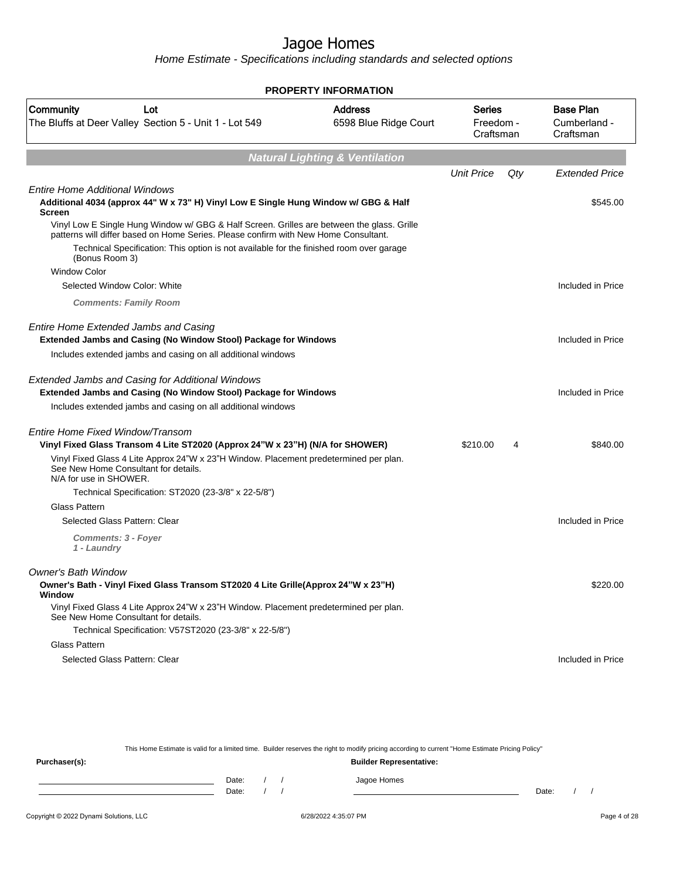# Jagoe Homes

*Home Estimate - Specifications including standards and selected options*

**PROPERTY INFORMATION**

| Community | Lot | Address | Series | Base Plan |
|---|---|---|---|---|
| The Bluffs at Deer Valley | Section 5 - Unit 1 - Lot 549 | 6598 Blue Ridge Court | Freedom - Craftsman | Cumberland - Craftsman |

## Natural Lighting & Ventilation

| | Unit Price | Qty | Extended Price |
|---|---|---|---|
| *Entire Home Additional Windows* | | | |
| **Additional 4034 (approx 44" W x 73" H) Vinyl Low E Single Hung Window w/ GBG & Half Screen** | | | $545.00 |
| Vinyl Low E Single Hung Window w/ GBG & Half Screen. Grilles are between the glass. Grille patterns will differ based on Home Series. Please confirm with New Home Consultant. | | | |
| Technical Specification: This option is not available for the finished room over garage (Bonus Room 3) | | | |
| Window Color | | | |
| Selected Window Color: White | | | Included in Price |
| ***Comments: Family Room*** | | | |
| *Entire Home Extended Jambs and Casing* | | | |
| **Extended Jambs and Casing (No Window Stool) Package for Windows** | | | Included in Price |
| Includes extended jambs and casing on all additional windows | | | |
| *Extended Jambs and Casing for Additional Windows* | | | |
| **Extended Jambs and Casing (No Window Stool) Package for Windows** | | | Included in Price |
| Includes extended jambs and casing on all additional windows | | | |
| *Entire Home Fixed Window/Transom* | | | |
| **Vinyl Fixed Glass Transom 4 Lite ST2020 (Approx 24"W x 23"H) (N/A for SHOWER)** | $210.00 | 4 | $840.00 |
| Vinyl Fixed Glass 4 Lite Approx 24"W x 23"H Window. Placement predetermined per plan. See New Home Consultant for details. N/A for use in SHOWER. | | | |
| Technical Specification: ST2020 (23-3/8" x 22-5/8") | | | |
| Glass Pattern | | | |
| Selected Glass Pattern: Clear | | | Included in Price |
| ***Comments: 3 - Foyer 1 - Laundry*** | | | |
| *Owner's Bath Window* | | | |
| **Owner's Bath - Vinyl Fixed Glass Transom ST2020 4 Lite Grille(Approx 24"W x 23"H) Window** | | | $220.00 |
| Vinyl Fixed Glass 4 Lite Approx 24"W x 23"H Window. Placement predetermined per plan. See New Home Consultant for details. | | | |
| Technical Specification: V57ST2020 (23-3/8" x 22-5/8") | | | |
| Glass Pattern | | | |
| Selected Glass Pattern: Clear | | | Included in Price |

This Home Estimate is valid for a limited time. Builder reserves the right to modify pricing according to current "Home Estimate Pricing Policy"

**Purchaser(s):** Date: / / Date: / /

**Builder Representative:** Jagoe Homes Date: / /

Copyright © 2022 Dynami Solutions, LLC 6/28/2022 4:35:07 PM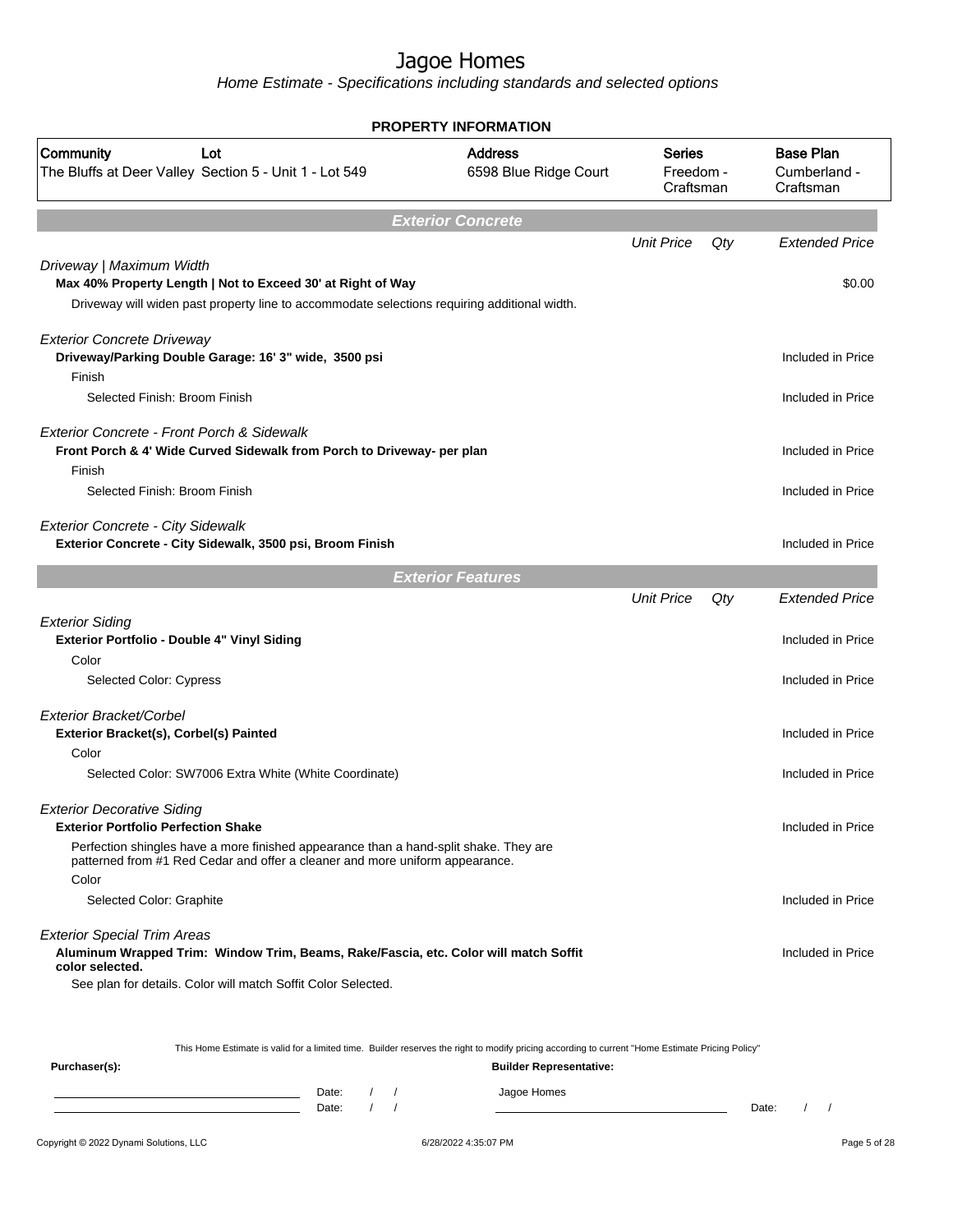# Jagoe Homes

*Home Estimate - Specifications including standards and selected options*

## PROPERTY INFORMATION

| Community | Lot | Address | Series | Base Plan |
|---|---|---|---|---|
| The Bluffs at Deer Valley | Section 5 - Unit 1 - Lot 549 | 6598 Blue Ridge Court | Freedom - Craftsman | Cumberland - Craftsman |

## Exterior Concrete

| | Unit Price | Qty | Extended Price |
|---|---|---|---|
| *Driveway \| Maximum Width* | | | |
| **Max 40% Property Length \| Not to Exceed 30' at Right of Way** | | | $0.00 |
| Driveway will widen past property line to accommodate selections requiring additional width. | | | |
| *Exterior Concrete Driveway* | | | |
| **Driveway/Parking Double Garage: 16' 3" wide, 3500 psi** | | | Included in Price |
| Finish | | | |
| Selected Finish: Broom Finish | | | Included in Price |
| *Exterior Concrete - Front Porch & Sidewalk* | | | |
| **Front Porch & 4' Wide Curved Sidewalk from Porch to Driveway- per plan** | | | Included in Price |
| Finish | | | |
| Selected Finish: Broom Finish | | | Included in Price |
| *Exterior Concrete - City Sidewalk* | | | |
| **Exterior Concrete - City Sidewalk, 3500 psi, Broom Finish** | | | Included in Price |

## Exterior Features

| | Unit Price | Qty | Extended Price |
|---|---|---|---|
| *Exterior Siding* | | | |
| **Exterior Portfolio - Double 4" Vinyl Siding** | | | Included in Price |
| Color | | | |
| Selected Color: Cypress | | | Included in Price |
| *Exterior Bracket/Corbel* | | | |
| **Exterior Bracket(s), Corbel(s) Painted** | | | Included in Price |
| Color | | | |
| Selected Color: SW7006 Extra White (White Coordinate) | | | Included in Price |
| *Exterior Decorative Siding* | | | |
| **Exterior Portfolio Perfection Shake** | | | Included in Price |
| Perfection shingles have a more finished appearance than a hand-split shake. They are patterned from #1 Red Cedar and offer a cleaner and more uniform appearance. | | | |
| Color | | | |
| Selected Color: Graphite | | | Included in Price |
| *Exterior Special Trim Areas* | | | |
| **Aluminum Wrapped Trim: Window Trim, Beams, Rake/Fascia, etc. Color will match Soffit color selected.** | | | Included in Price |
| See plan for details. Color will match Soffit Color Selected. | | | |

This Home Estimate is valid for a limited time. Builder reserves the right to modify pricing according to current "Home Estimate Pricing Policy"

**Purchaser(s):**

Date: / /

Date: / /

**Builder Representative:**

Jagoe Homes

Date: / /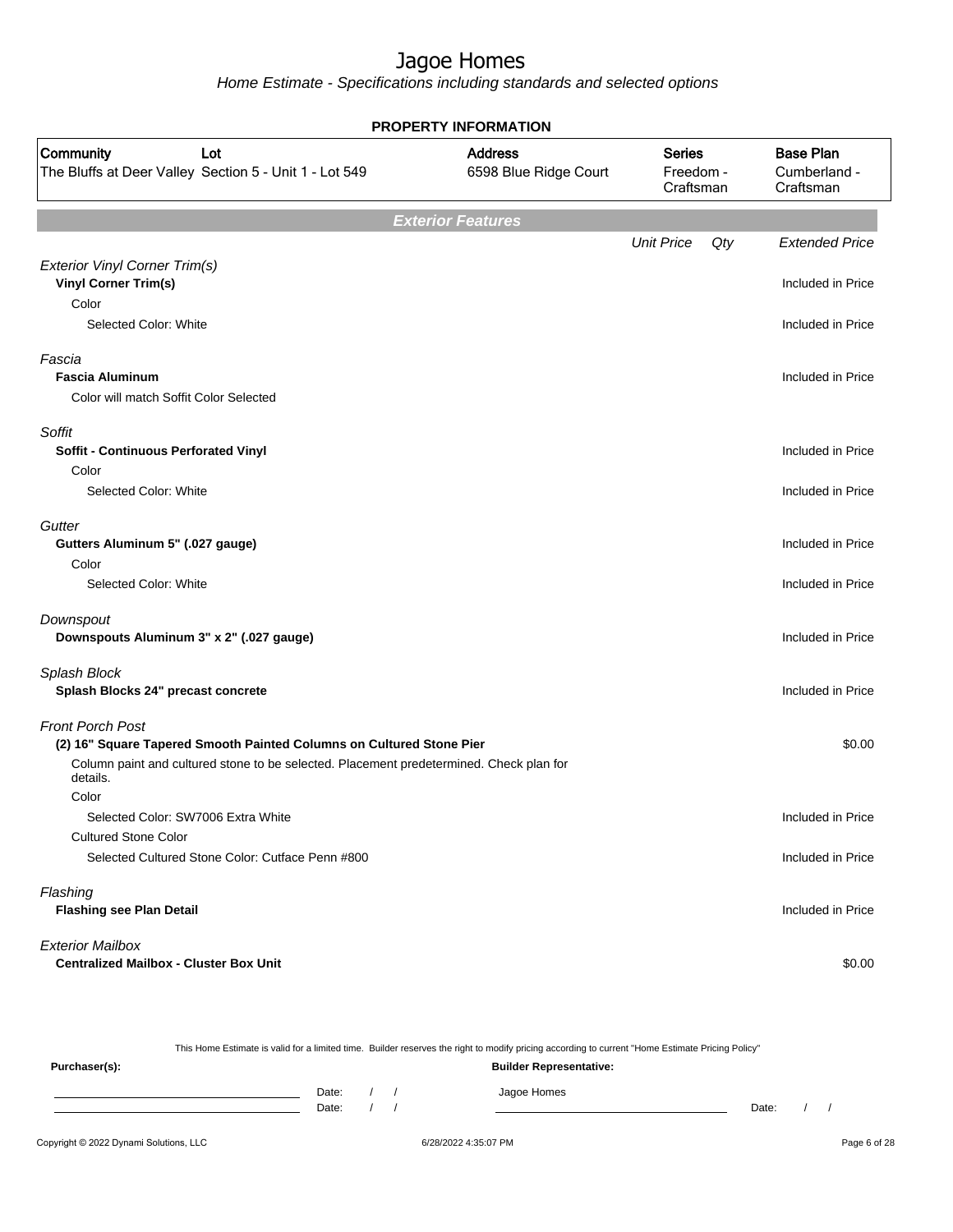# Jagoe Homes

*Home Estimate - Specifications including standards and selected options*

## PROPERTY INFORMATION

| Community | Lot | Address | Series | Base Plan |
|---|---|---|---|---|
| The Bluffs at Deer Valley | Section 5 - Unit 1 - Lot 549 | 6598 Blue Ridge Court | Freedom - Craftsman | Cumberland - Craftsman |

## Exterior Features

| | Unit Price | Qty | Extended Price |
|---|---|---|---|
| *Exterior Vinyl Corner Trim(s)* | | | |
| **Vinyl Corner Trim(s)** | | | Included in Price |
| Color | | | |
| Selected Color: White | | | Included in Price |
| *Fascia* | | | |
| **Fascia Aluminum** | | | Included in Price |
| Color will match Soffit Color Selected | | | |
| *Soffit* | | | |
| **Soffit - Continuous Perforated Vinyl** | | | Included in Price |
| Color | | | |
| Selected Color: White | | | Included in Price |
| *Gutter* | | | |
| **Gutters Aluminum 5" (.027 gauge)** | | | Included in Price |
| Color | | | |
| Selected Color: White | | | Included in Price |
| *Downspout* | | | |
| **Downspouts Aluminum 3" x 2" (.027 gauge)** | | | Included in Price |
| *Splash Block* | | | |
| **Splash Blocks 24" precast concrete** | | | Included in Price |
| *Front Porch Post* | | | |
| **(2) 16" Square Tapered Smooth Painted Columns on Cultured Stone Pier** | | | $0.00 |
| Column paint and cultured stone to be selected. Placement predetermined. Check plan for details. | | | |
| Color | | | |
| Selected Color: SW7006 Extra White | | | Included in Price |
| Cultured Stone Color | | | |
| Selected Cultured Stone Color: Cutface Penn #800 | | | Included in Price |
| *Flashing* | | | |
| **Flashing see Plan Detail** | | | Included in Price |
| *Exterior Mailbox* | | | |
| **Centralized Mailbox - Cluster Box Unit** | | | $0.00 |

This Home Estimate is valid for a limited time. Builder reserves the right to modify pricing according to current "Home Estimate Pricing Policy"

**Purchaser(s):**

Date: / /

Date: / /

**Builder Representative:**

Jagoe Homes

Date: / /

Copyright © 2022 Dynami Solutions, LLC — 6/28/2022 4:35:07 PM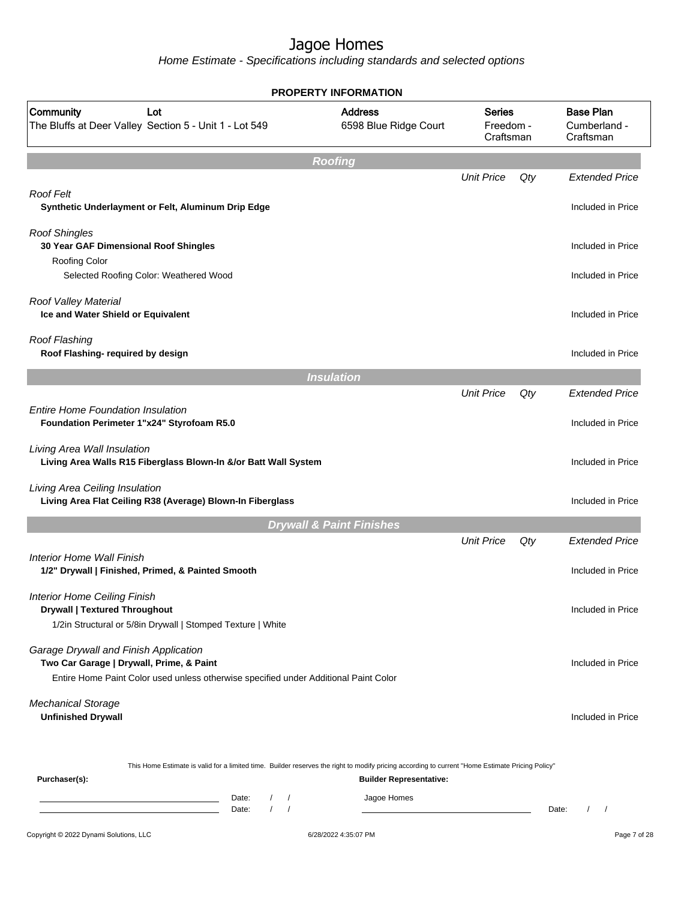# Jagoe Homes

*Home Estimate - Specifications including standards and selected options*

**PROPERTY INFORMATION**

| Community | Lot | Address | Series | Base Plan |
|---|---|---|---|---|
| The Bluffs at Deer Valley | Section 5 - Unit 1 - Lot 549 | 6598 Blue Ridge Court | Freedom - Craftsman | Cumberland - Craftsman |

## Roofing

| | Unit Price | Qty | Extended Price |
|---|---|---|---|
| *Roof Felt* | | | |
| **Synthetic Underlayment or Felt, Aluminum Drip Edge** | | | Included in Price |
| *Roof Shingles* | | | |
| **30 Year GAF Dimensional Roof Shingles** | | | Included in Price |
| Roofing Color | | | |
| Selected Roofing Color: Weathered Wood | | | Included in Price |
| *Roof Valley Material* | | | |
| **Ice and Water Shield or Equivalent** | | | Included in Price |
| *Roof Flashing* | | | |
| **Roof Flashing- required by design** | | | Included in Price |

## Insulation

| | Unit Price | Qty | Extended Price |
|---|---|---|---|
| *Entire Home Foundation Insulation* | | | |
| **Foundation Perimeter 1"x24" Styrofoam R5.0** | | | Included in Price |
| *Living Area Wall Insulation* | | | |
| **Living Area Walls R15 Fiberglass Blown-In &/or Batt Wall System** | | | Included in Price |
| *Living Area Ceiling Insulation* | | | |
| **Living Area Flat Ceiling R38 (Average) Blown-In Fiberglass** | | | Included in Price |

## Drywall & Paint Finishes

| | Unit Price | Qty | Extended Price |
|---|---|---|---|
| *Interior Home Wall Finish* | | | |
| **1/2" Drywall \| Finished, Primed, & Painted Smooth** | | | Included in Price |
| *Interior Home Ceiling Finish* | | | |
| **Drywall \| Textured Throughout** | | | Included in Price |
| 1/2in Structural or 5/8in Drywall \| Stomped Texture \| White | | | |
| *Garage Drywall and Finish Application* | | | |
| **Two Car Garage \| Drywall, Prime, & Paint** | | | Included in Price |
| Entire Home Paint Color used unless otherwise specified under Additional Paint Color | | | |
| *Mechanical Storage* | | | |
| **Unfinished Drywall** | | | Included in Price |

This Home Estimate is valid for a limited time. Builder reserves the right to modify pricing according to current "Home Estimate Pricing Policy"

**Purchaser(s):**

Date: / /

Date: / /

**Builder Representative:**

Jagoe Homes

Date: / /

Copyright © 2022 Dynami Solutions, LLC — 6/28/2022 4:35:07 PM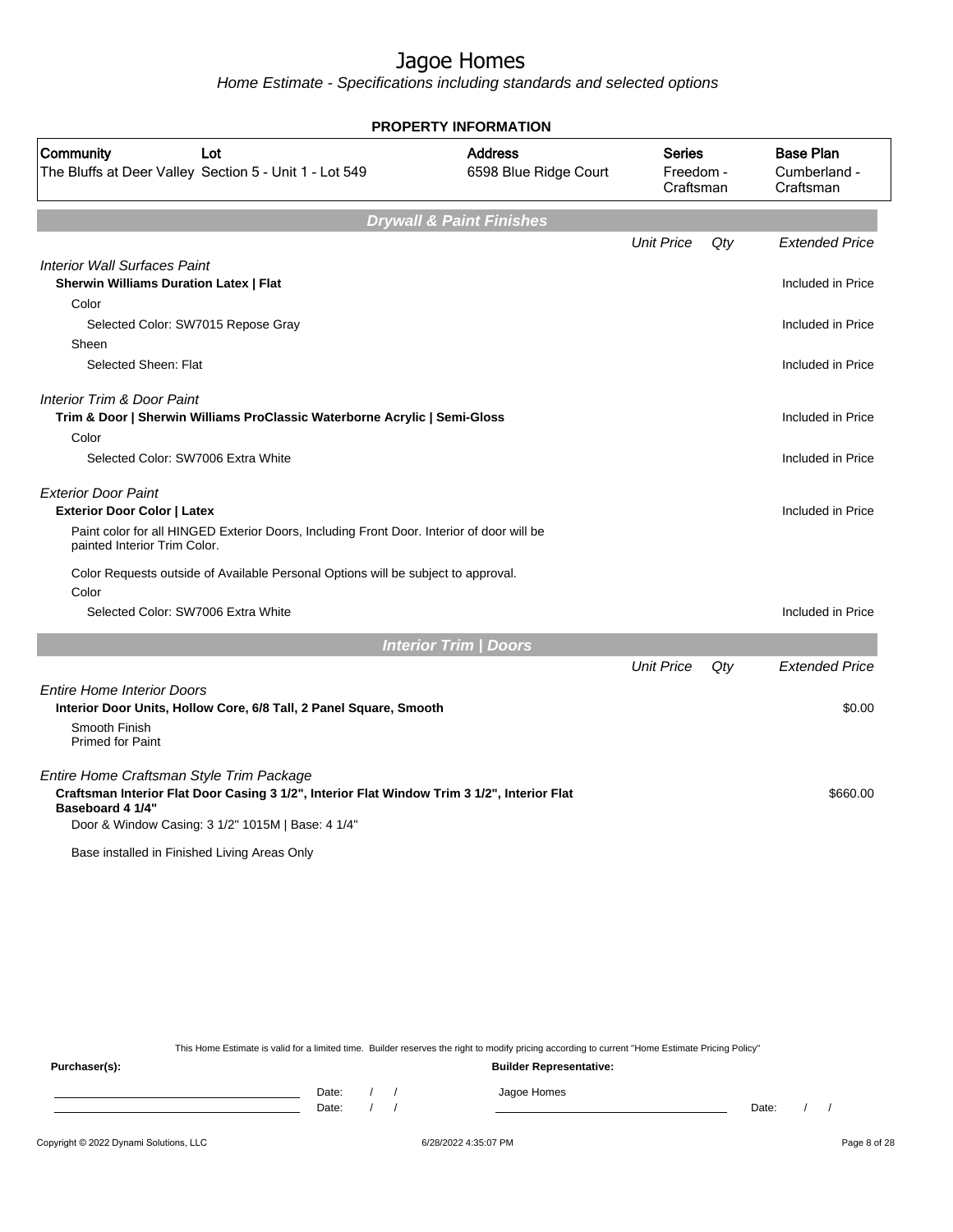# Jagoe Homes

*Home Estimate - Specifications including standards and selected options*

**PROPERTY INFORMATION**

| Community | Lot | Address | Series | Base Plan |
|---|---|---|---|---|
| The Bluffs at Deer Valley | Section 5 - Unit 1 - Lot 549 | 6598 Blue Ridge Court | Freedom - Craftsman | Cumberland - Craftsman |

## Drywall & Paint Finishes

| | Unit Price | Qty | Extended Price |
|---|---|---|---|
| *Interior Wall Surfaces Paint* | | | |
| **Sherwin Williams Duration Latex \| Flat** | | | Included in Price |
| Color | | | |
| Selected Color: SW7015 Repose Gray | | | Included in Price |
| Sheen | | | |
| Selected Sheen: Flat | | | Included in Price |
| *Interior Trim & Door Paint* | | | |
| **Trim & Door \| Sherwin Williams ProClassic Waterborne Acrylic \| Semi-Gloss** | | | Included in Price |
| Color | | | |
| Selected Color: SW7006 Extra White | | | Included in Price |
| *Exterior Door Paint* | | | |
| **Exterior Door Color \| Latex** | | | Included in Price |
| Paint color for all HINGED Exterior Doors, Including Front Door. Interior of door will be painted Interior Trim Color. | | | |
| Color Requests outside of Available Personal Options will be subject to approval. | | | |
| Color | | | |
| Selected Color: SW7006 Extra White | | | Included in Price |

## Interior Trim | Doors

| | Unit Price | Qty | Extended Price |
|---|---|---|---|
| *Entire Home Interior Doors* | | | |
| **Interior Door Units, Hollow Core, 6/8 Tall, 2 Panel Square, Smooth** | | | $0.00 |
| Smooth Finish<br>Primed for Paint | | | |
| *Entire Home Craftsman Style Trim Package* | | | |
| **Craftsman Interior Flat Door Casing 3 1/2", Interior Flat Window Trim 3 1/2", Interior Flat Baseboard 4 1/4"** | | | $660.00 |
| Door & Window Casing: 3 1/2" 1015M \| Base: 4 1/4" | | | |
| Base installed in Finished Living Areas Only | | | |

This Home Estimate is valid for a limited time. Builder reserves the right to modify pricing according to current "Home Estimate Pricing Policy"

**Purchaser(s):**

Date: / /

Date: / /

**Builder Representative:**

Jagoe Homes

Date: / /

Copyright © 2022 Dynami Solutions, LLC

6/28/2022 4:35:07 PM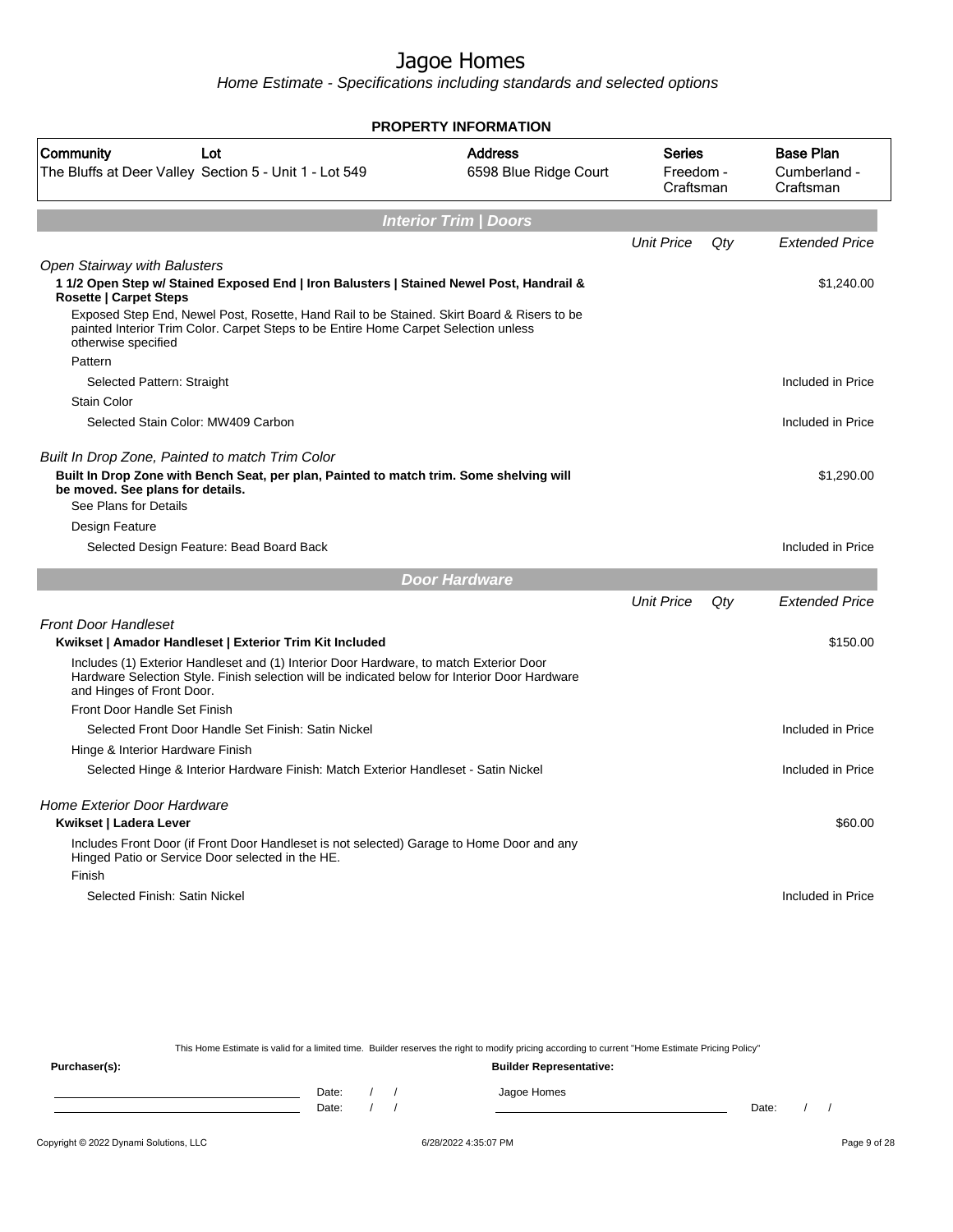# Jagoe Homes

*Home Estimate - Specifications including standards and selected options*

**PROPERTY INFORMATION**

| Community | Lot | Address | Series | Base Plan |
|---|---|---|---|---|
| The Bluffs at Deer Valley | Section 5 - Unit 1 - Lot 549 | 6598 Blue Ridge Court | Freedom - Craftsman | Cumberland - Craftsman |

## Interior Trim | Doors

| | Unit Price | Qty | Extended Price |
|---|---|---|---|
| *Open Stairway with Balusters* | | | |
| **1 1/2 Open Step w/ Stained Exposed End \| Iron Balusters \| Stained Newel Post, Handrail & Rosette \| Carpet Steps** | | | $1,240.00 |
| Exposed Step End, Newel Post, Rosette, Hand Rail to be Stained. Skirt Board & Risers to be painted Interior Trim Color. Carpet Steps to be Entire Home Carpet Selection unless otherwise specified | | | |
| Pattern | | | |
| Selected Pattern: Straight | | | Included in Price |
| Stain Color | | | |
| Selected Stain Color: MW409 Carbon | | | Included in Price |
| *Built In Drop Zone, Painted to match Trim Color* | | | |
| **Built In Drop Zone with Bench Seat, per plan, Painted to match trim. Some shelving will be moved. See plans for details.** | | | $1,290.00 |
| See Plans for Details | | | |
| Design Feature | | | |
| Selected Design Feature: Bead Board Back | | | Included in Price |

## Door Hardware

| | Unit Price | Qty | Extended Price |
|---|---|---|---|
| *Front Door Handleset* | | | |
| **Kwikset \| Amador Handleset \| Exterior Trim Kit Included** | | | $150.00 |
| Includes (1) Exterior Handleset and (1) Interior Door Hardware, to match Exterior Door Hardware Selection Style. Finish selection will be indicated below for Interior Door Hardware and Hinges of Front Door. | | | |
| Front Door Handle Set Finish | | | |
| Selected Front Door Handle Set Finish: Satin Nickel | | | Included in Price |
| Hinge & Interior Hardware Finish | | | |
| Selected Hinge & Interior Hardware Finish: Match Exterior Handleset - Satin Nickel | | | Included in Price |
| *Home Exterior Door Hardware* | | | |
| **Kwikset \| Ladera Lever** | | | $60.00 |
| Includes Front Door (if Front Door Handleset is not selected) Garage to Home Door and any Hinged Patio or Service Door selected in the HE. | | | |
| Finish | | | |
| Selected Finish: Satin Nickel | | | Included in Price |

This Home Estimate is valid for a limited time. Builder reserves the right to modify pricing according to current "Home Estimate Pricing Policy"

**Purchaser(s):** &nbsp;&nbsp;&nbsp; **Builder Representative:**

Date: / / &nbsp;&nbsp;&nbsp; Jagoe Homes

Date: / / &nbsp;&nbsp;&nbsp; Date: / /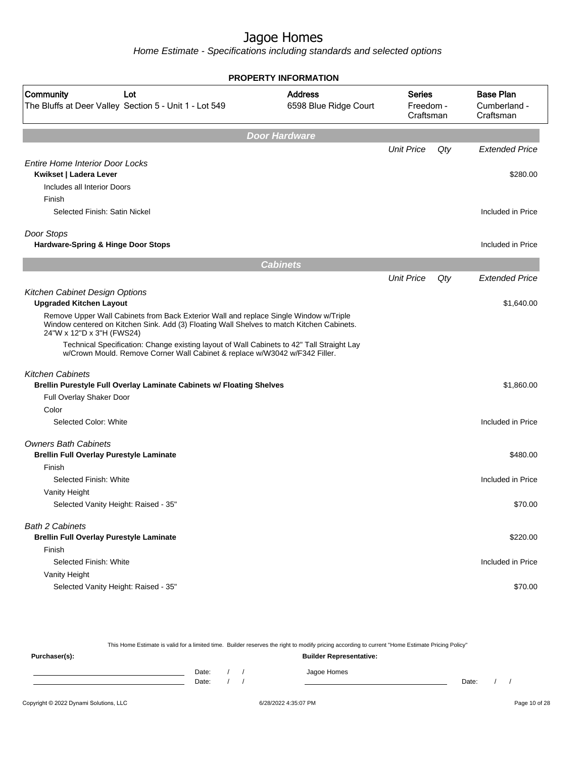# Jagoe Homes

*Home Estimate - Specifications including standards and selected options*

## PROPERTY INFORMATION

| Community | Lot | Address | Series | Base Plan |
|---|---|---|---|---|
| The Bluffs at Deer Valley | Section 5 - Unit 1 - Lot 549 | 6598 Blue Ridge Court | Freedom - Craftsman | Cumberland - Craftsman |

## Door Hardware

| | Unit Price | Qty | Extended Price |
|---|---|---|---|
| *Entire Home Interior Door Locks* | | | |
| **Kwikset \| Ladera Lever** | | | $280.00 |
| Includes all Interior Doors | | | |
| Finish | | | |
| Selected Finish: Satin Nickel | | | Included in Price |
| *Door Stops* | | | |
| **Hardware-Spring & Hinge Door Stops** | | | Included in Price |

## Cabinets

| | Unit Price | Qty | Extended Price |
|---|---|---|---|
| *Kitchen Cabinet Design Options* | | | |
| **Upgraded Kitchen Layout** | | | $1,640.00 |
| Remove Upper Wall Cabinets from Back Exterior Wall and replace Single Window w/Triple Window centered on Kitchen Sink. Add (3) Floating Wall Shelves to match Kitchen Cabinets. 24"W x 12"D x 3"H (FWS24) | | | |
| Technical Specification: Change existing layout of Wall Cabinets to 42" Tall Straight Lay w/Crown Mould. Remove Corner Wall Cabinet & replace w/W3042 w/F342 Filler. | | | |
| *Kitchen Cabinets* | | | |
| **Brellin Purestyle Full Overlay Laminate Cabinets w/ Floating Shelves** | | | $1,860.00 |
| Full Overlay Shaker Door | | | |
| Color | | | |
| Selected Color: White | | | Included in Price |
| *Owners Bath Cabinets* | | | |
| **Brellin Full Overlay Purestyle Laminate** | | | $480.00 |
| Finish | | | |
| Selected Finish: White | | | Included in Price |
| Vanity Height | | | |
| Selected Vanity Height: Raised - 35" | | | $70.00 |
| *Bath 2 Cabinets* | | | |
| **Brellin Full Overlay Purestyle Laminate** | | | $220.00 |
| Finish | | | |
| Selected Finish: White | | | Included in Price |
| Vanity Height | | | |
| Selected Vanity Height: Raised - 35" | | | $70.00 |

This Home Estimate is valid for a limited time. Builder reserves the right to modify pricing according to current "Home Estimate Pricing Policy"

**Purchaser(s):** Date: / / Date: / /

**Builder Representative:** Jagoe Homes Date: / /

Copyright © 2022 Dynami Solutions, LLC 6/28/2022 4:35:07 PM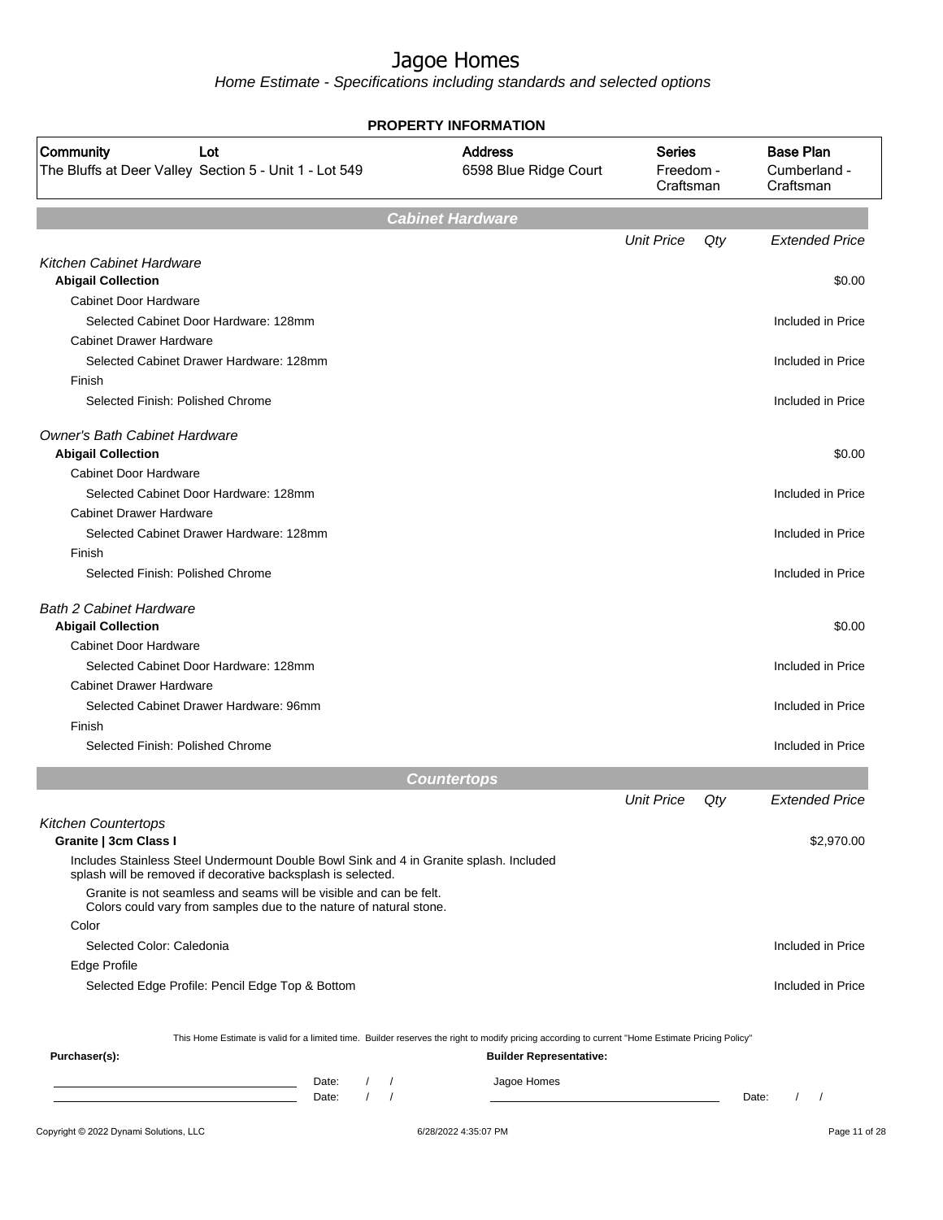# Jagoe Homes

*Home Estimate - Specifications including standards and selected options*

## PROPERTY INFORMATION

| Community | Lot | Address | Series | Base Plan |
|---|---|---|---|---|
| The Bluffs at Deer Valley | Section 5 - Unit 1 - Lot 549 | 6598 Blue Ridge Court | Freedom - Craftsman | Cumberland - Craftsman |

## Cabinet Hardware

| | Unit Price | Qty | Extended Price |
|---|---|---|---|
| *Kitchen Cabinet Hardware* | | | |
| **Abigail Collection** | | | $0.00 |
| Cabinet Door Hardware | | | |
| Selected Cabinet Door Hardware: 128mm | | | Included in Price |
| Cabinet Drawer Hardware | | | |
| Selected Cabinet Drawer Hardware: 128mm | | | Included in Price |
| Finish | | | |
| Selected Finish: Polished Chrome | | | Included in Price |
| *Owner's Bath Cabinet Hardware* | | | |
| **Abigail Collection** | | | $0.00 |
| Cabinet Door Hardware | | | |
| Selected Cabinet Door Hardware: 128mm | | | Included in Price |
| Cabinet Drawer Hardware | | | |
| Selected Cabinet Drawer Hardware: 128mm | | | Included in Price |
| Finish | | | |
| Selected Finish: Polished Chrome | | | Included in Price |
| *Bath 2 Cabinet Hardware* | | | |
| **Abigail Collection** | | | $0.00 |
| Cabinet Door Hardware | | | |
| Selected Cabinet Door Hardware: 128mm | | | Included in Price |
| Cabinet Drawer Hardware | | | |
| Selected Cabinet Drawer Hardware: 96mm | | | Included in Price |
| Finish | | | |
| Selected Finish: Polished Chrome | | | Included in Price |

## Countertops

| | Unit Price | Qty | Extended Price |
|---|---|---|---|
| *Kitchen Countertops* | | | |
| **Granite \| 3cm Class I** | | | $2,970.00 |
| Includes Stainless Steel Undermount Double Bowl Sink and 4 in Granite splash. Included splash will be removed if decorative backsplash is selected. | | | |
| Granite is not seamless and seams will be visible and can be felt. Colors could vary from samples due to the nature of natural stone. | | | |
| Color | | | |
| Selected Color: Caledonia | | | Included in Price |
| Edge Profile | | | |
| Selected Edge Profile: Pencil Edge Top & Bottom | | | Included in Price |

This Home Estimate is valid for a limited time. Builder reserves the right to modify pricing according to current "Home Estimate Pricing Policy"

**Purchaser(s):**

________________________ Date: / /

________________________ Date: / /

**Builder Representative:**

Jagoe Homes

________________________ Date: / /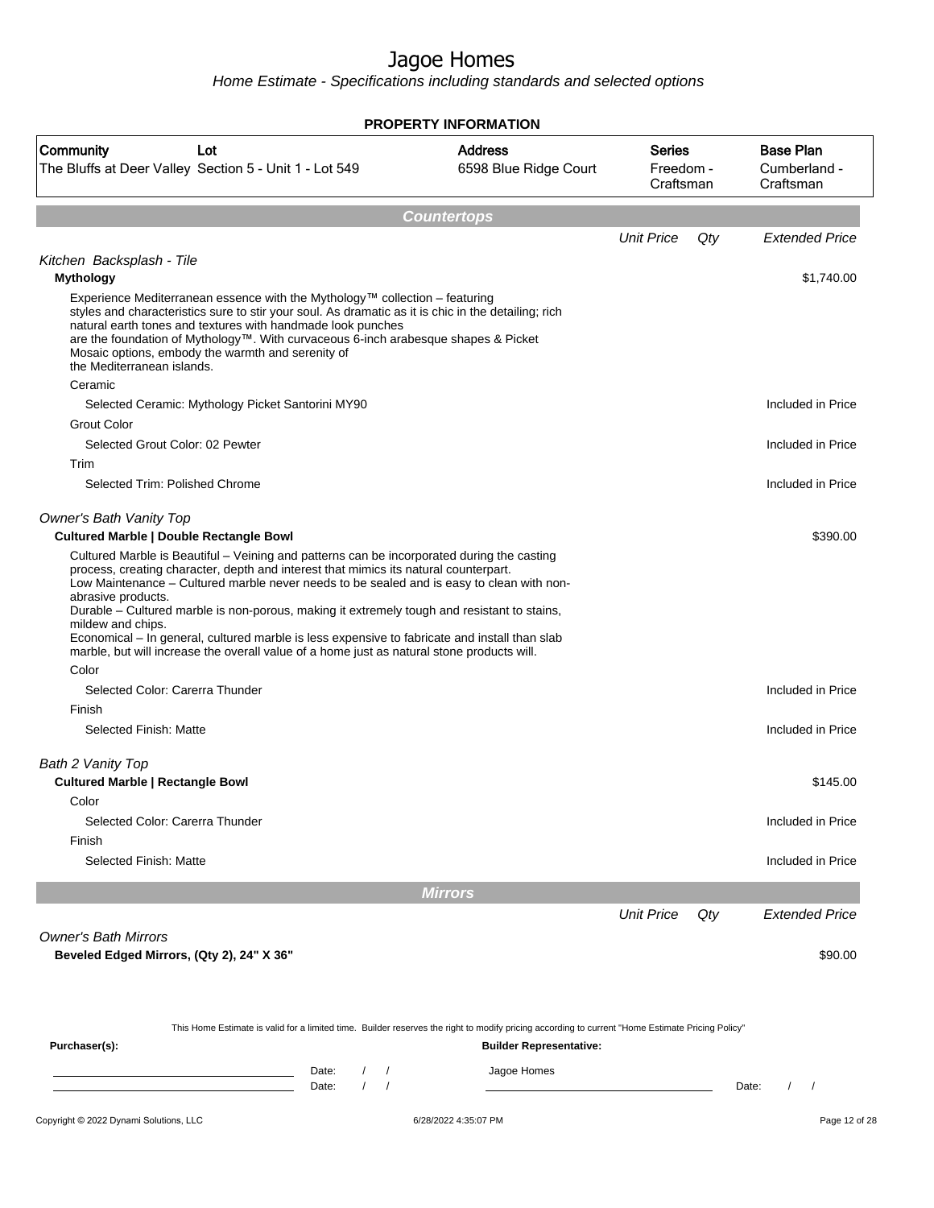# Jagoe Homes

*Home Estimate - Specifications including standards and selected options*

**PROPERTY INFORMATION**

| Community | Lot | Address | Series | Base Plan |
|---|---|---|---|---|
| The Bluffs at Deer Valley | Section 5 - Unit 1 - Lot 549 | 6598 Blue Ridge Court | Freedom - Craftsman | Cumberland - Craftsman |

## Countertops

| | Unit Price | Qty | Extended Price |
|---|---|---|---|
| *Kitchen Backsplash - Tile* | | | |
| **Mythology** | | | $1,740.00 |
| Experience Mediterranean essence with the Mythology™ collection – featuring styles and characteristics sure to stir your soul. As dramatic as it is chic in the detailing; rich natural earth tones and textures with handmade look punches are the foundation of Mythology™. With curvaceous 6-inch arabesque shapes & Picket Mosaic options, embody the warmth and serenity of the Mediterranean islands. | | | |
| Ceramic | | | |
| Selected Ceramic: Mythology Picket Santorini MY90 | | | Included in Price |
| Grout Color | | | |
| Selected Grout Color: 02 Pewter | | | Included in Price |
| Trim | | | |
| Selected Trim: Polished Chrome | | | Included in Price |
| *Owner's Bath Vanity Top* | | | |
| **Cultured Marble \| Double Rectangle Bowl** | | | $390.00 |
| Cultured Marble is Beautiful – Veining and patterns can be incorporated during the casting process, creating character, depth and interest that mimics its natural counterpart. Low Maintenance – Cultured marble never needs to be sealed and is easy to clean with non-abrasive products. Durable – Cultured marble is non-porous, making it extremely tough and resistant to stains, mildew and chips. Economical – In general, cultured marble is less expensive to fabricate and install than slab marble, but will increase the overall value of a home just as natural stone products will. | | | |
| Color | | | |
| Selected Color: Carerra Thunder | | | Included in Price |
| Finish | | | |
| Selected Finish: Matte | | | Included in Price |
| *Bath 2 Vanity Top* | | | |
| **Cultured Marble \| Rectangle Bowl** | | | $145.00 |
| Color | | | |
| Selected Color: Carerra Thunder | | | Included in Price |
| Finish | | | |
| Selected Finish: Matte | | | Included in Price |

## Mirrors

| | Unit Price | Qty | Extended Price |
|---|---|---|---|
| *Owner's Bath Mirrors* | | | |
| **Beveled Edged Mirrors, (Qty 2), 24" X 36"** | | | $90.00 |

This Home Estimate is valid for a limited time. Builder reserves the right to modify pricing according to current "Home Estimate Pricing Policy"

**Purchaser(s):**

Date: / /

Date: / /

**Builder Representative:**

Jagoe Homes

Date: / /

Copyright © 2022 Dynami Solutions, LLC — 6/28/2022 4:35:07 PM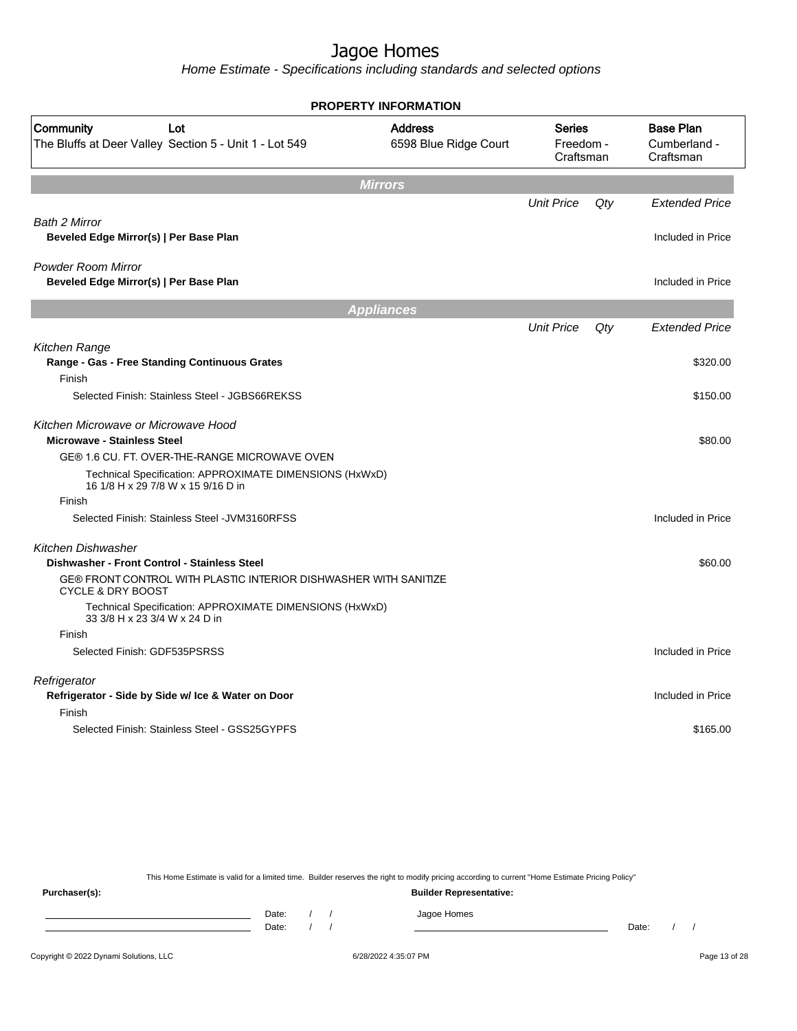# Jagoe Homes

*Home Estimate - Specifications including standards and selected options*

**PROPERTY INFORMATION**

| Community | Lot | Address | Series | Base Plan |
|---|---|---|---|---|
| The Bluffs at Deer Valley | Section 5 - Unit 1 - Lot 549 | 6598 Blue Ridge Court | Freedom - Craftsman | Cumberland - Craftsman |

## Mirrors

| | Unit Price | Qty | Extended Price |
|---|---|---|---|
| *Bath 2 Mirror* | | | |
| **Beveled Edge Mirror(s) \| Per Base Plan** | | | Included in Price |
| *Powder Room Mirror* | | | |
| **Beveled Edge Mirror(s) \| Per Base Plan** | | | Included in Price |

## Appliances

| | Unit Price | Qty | Extended Price |
|---|---|---|---|
| *Kitchen Range* | | | |
| **Range - Gas - Free Standing Continuous Grates** | | | $320.00 |
| Finish | | | |
| Selected Finish: Stainless Steel - JGBS66REKSS | | | $150.00 |
| *Kitchen Microwave or Microwave Hood* | | | |
| **Microwave - Stainless Steel** | | | $80.00 |
| GE® 1.6 CU. FT. OVER-THE-RANGE MICROWAVE OVEN | | | |
| Technical Specification: APPROXIMATE DIMENSIONS (HxWxD) 16 1/8 H x 29 7/8 W x 15 9/16 D in | | | |
| Finish | | | |
| Selected Finish: Stainless Steel -JVM3160RFSS | | | Included in Price |
| *Kitchen Dishwasher* | | | |
| **Dishwasher - Front Control - Stainless Steel** | | | $60.00 |
| GE® FRONT CONTROL WITH PLASTIC INTERIOR DISHWASHER WITH SANITIZE CYCLE & DRY BOOST | | | |
| Technical Specification: APPROXIMATE DIMENSIONS (HxWxD) 33 3/8 H x 23 3/4 W x 24 D in | | | |
| Finish | | | |
| Selected Finish: GDF535PSRSS | | | Included in Price |
| *Refrigerator* | | | |
| **Refrigerator - Side by Side w/ Ice & Water on Door** | | | Included in Price |
| Finish | | | |
| Selected Finish: Stainless Steel - GSS25GYPFS | | | $165.00 |

This Home Estimate is valid for a limited time. Builder reserves the right to modify pricing according to current "Home Estimate Pricing Policy"

**Purchaser(s):** Date: / / Date: / /

**Builder Representative:** Jagoe Homes Date: / /

Copyright © 2022 Dynami Solutions, LLC — 6/28/2022 4:35:07 PM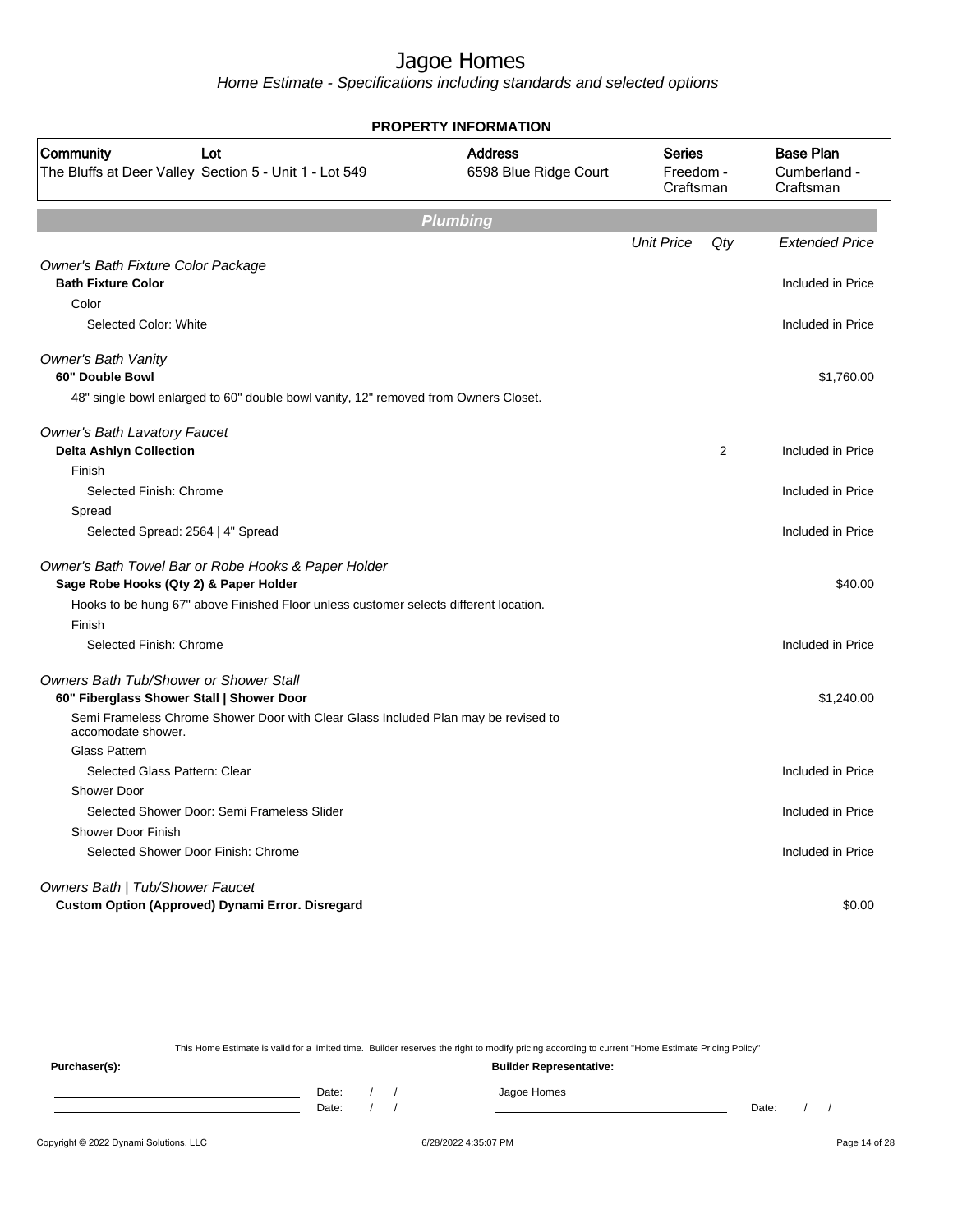# Jagoe Homes

*Home Estimate - Specifications including standards and selected options*

**PROPERTY INFORMATION**

| Community | Lot | Address | Series | Base Plan |
|---|---|---|---|---|
| The Bluffs at Deer Valley | Section 5 - Unit 1 - Lot 549 | 6598 Blue Ridge Court | Freedom - Craftsman | Cumberland - Craftsman |

## Plumbing

| | Unit Price | Qty | Extended Price |
|---|---|---|---|
| *Owner's Bath Fixture Color Package* | | | |
| **Bath Fixture Color** | | | Included in Price |
| Color | | | |
| Selected Color: White | | | Included in Price |
| *Owner's Bath Vanity* | | | |
| **60" Double Bowl** | | | $1,760.00 |
| 48" single bowl enlarged to 60" double bowl vanity, 12" removed from Owners Closet. | | | |
| *Owner's Bath Lavatory Faucet* | | | |
| **Delta Ashlyn Collection** | | 2 | Included in Price |
| Finish | | | |
| Selected Finish: Chrome | | | Included in Price |
| Spread | | | |
| Selected Spread: 2564 \| 4" Spread | | | Included in Price |
| *Owner's Bath Towel Bar or Robe Hooks & Paper Holder* | | | |
| **Sage Robe Hooks (Qty 2) & Paper Holder** | | | $40.00 |
| Hooks to be hung 67" above Finished Floor unless customer selects different location. | | | |
| Finish | | | |
| Selected Finish: Chrome | | | Included in Price |
| *Owners Bath Tub/Shower or Shower Stall* | | | |
| **60" Fiberglass Shower Stall \| Shower Door** | | | $1,240.00 |
| Semi Frameless Chrome Shower Door with Clear Glass Included Plan may be revised to accomodate shower. | | | |
| Glass Pattern | | | |
| Selected Glass Pattern: Clear | | | Included in Price |
| Shower Door | | | |
| Selected Shower Door: Semi Frameless Slider | | | Included in Price |
| Shower Door Finish | | | |
| Selected Shower Door Finish: Chrome | | | Included in Price |
| *Owners Bath \| Tub/Shower Faucet* | | | |
| **Custom Option (Approved) Dynami Error. Disregard** | | | $0.00 |

This Home Estimate is valid for a limited time. Builder reserves the right to modify pricing according to current "Home Estimate Pricing Policy"

**Purchaser(s):** Date: / / Date: / /

**Builder Representative:** Jagoe Homes Date: / /

Copyright © 2022 Dynami Solutions, LLC 6/28/2022 4:35:07 PM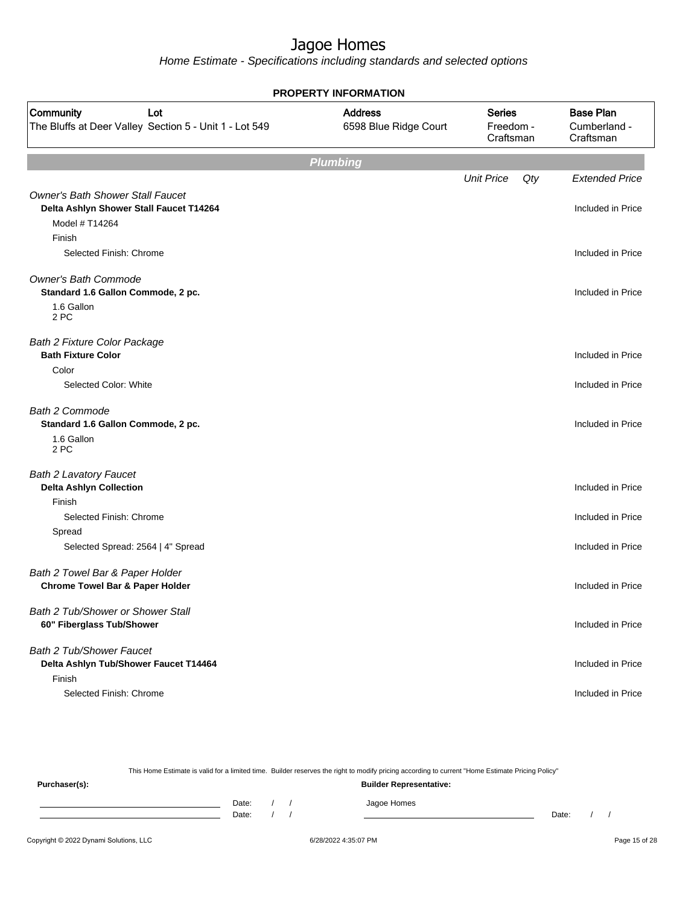# Jagoe Homes

*Home Estimate - Specifications including standards and selected options*

**PROPERTY INFORMATION**

| Community | Lot | Address | Series | Base Plan |
|---|---|---|---|---|
| The Bluffs at Deer Valley | Section 5 - Unit 1 - Lot 549 | 6598 Blue Ridge Court | Freedom - Craftsman | Cumberland - Craftsman |

## Plumbing

| | Unit Price | Qty | Extended Price |
|---|---|---|---|
| *Owner's Bath Shower Stall Faucet* | | | |
| **Delta Ashlyn Shower Stall Faucet T14264** | | | Included in Price |
| Model # T14264 | | | |
| Finish | | | |
| Selected Finish: Chrome | | | Included in Price |
| *Owner's Bath Commode* | | | |
| **Standard 1.6 Gallon Commode, 2 pc.** | | | Included in Price |
| 1.6 Gallon 2 PC | | | |
| *Bath 2 Fixture Color Package* | | | |
| **Bath Fixture Color** | | | Included in Price |
| Color | | | |
| Selected Color: White | | | Included in Price |
| *Bath 2 Commode* | | | |
| **Standard 1.6 Gallon Commode, 2 pc.** | | | Included in Price |
| 1.6 Gallon 2 PC | | | |
| *Bath 2 Lavatory Faucet* | | | |
| **Delta Ashlyn Collection** | | | Included in Price |
| Finish | | | |
| Selected Finish: Chrome | | | Included in Price |
| Spread | | | |
| Selected Spread: 2564 \| 4" Spread | | | Included in Price |
| *Bath 2 Towel Bar & Paper Holder* | | | |
| **Chrome Towel Bar & Paper Holder** | | | Included in Price |
| *Bath 2 Tub/Shower or Shower Stall* | | | |
| **60" Fiberglass Tub/Shower** | | | Included in Price |
| *Bath 2 Tub/Shower Faucet* | | | |
| **Delta Ashlyn Tub/Shower Faucet T14464** | | | Included in Price |
| Finish | | | |
| Selected Finish: Chrome | | | Included in Price |

This Home Estimate is valid for a limited time. Builder reserves the right to modify pricing according to current "Home Estimate Pricing Policy"

**Purchaser(s):** **Builder Representative:**

Date: / / Jagoe Homes

Date: / / Date: / /

Copyright © 2022 Dynami Solutions, LLC 6/28/2022 4:35:07 PM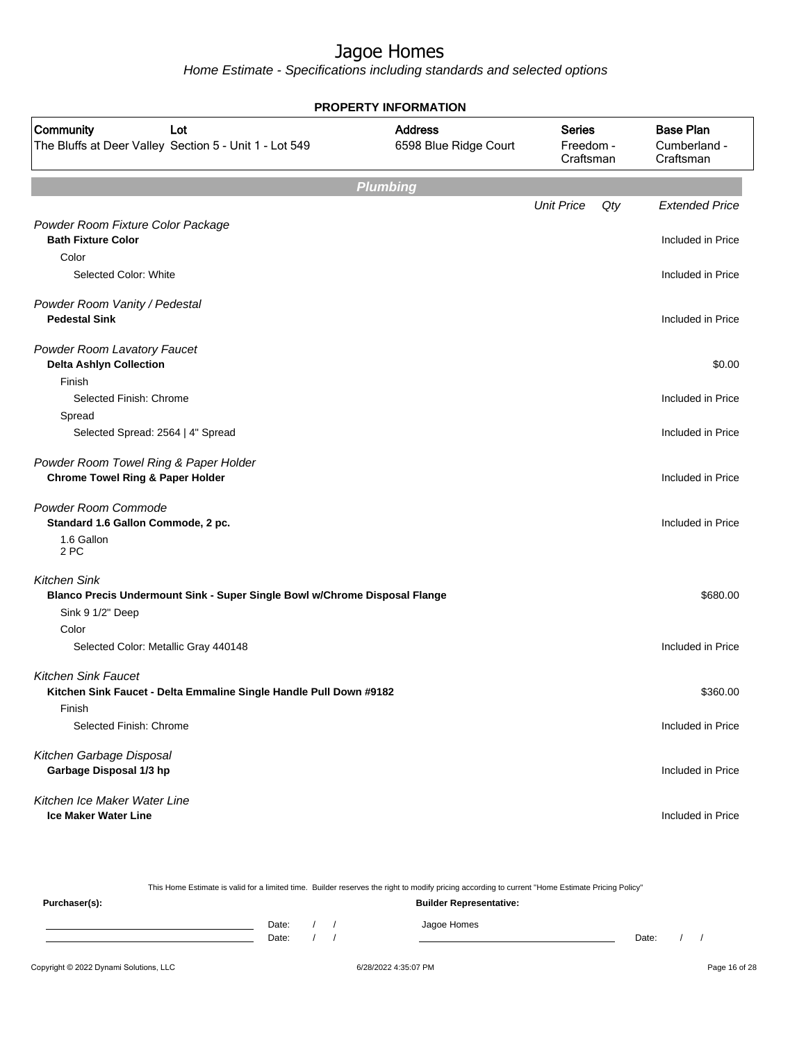# Jagoe Homes

Home Estimate - Specifications including standards and selected options

**PROPERTY INFORMATION**

| Community | Lot | Address | Series | Base Plan |
|---|---|---|---|---|
| The Bluffs at Deer Valley | Section 5 - Unit 1 - Lot 549 | 6598 Blue Ridge Court | Freedom - Craftsman | Cumberland - Craftsman |

## Plumbing

| | Unit Price | Qty | Extended Price |
|---|---|---|---|
| *Powder Room Fixture Color Package* | | | |
| **Bath Fixture Color** | | | Included in Price |
| Color | | | |
| Selected Color: White | | | Included in Price |
| *Powder Room Vanity / Pedestal* | | | |
| **Pedestal Sink** | | | Included in Price |
| *Powder Room Lavatory Faucet* | | | |
| **Delta Ashlyn Collection** | | | $0.00 |
| Finish | | | |
| Selected Finish: Chrome | | | Included in Price |
| Spread | | | |
| Selected Spread: 2564 \| 4" Spread | | | Included in Price |
| *Powder Room Towel Ring & Paper Holder* | | | |
| **Chrome Towel Ring & Paper Holder** | | | Included in Price |
| *Powder Room Commode* | | | |
| **Standard 1.6 Gallon Commode, 2 pc.** | | | Included in Price |
| 1.6 Gallon<br>2 PC | | | |
| *Kitchen Sink* | | | |
| **Blanco Precis Undermount Sink - Super Single Bowl w/Chrome Disposal Flange** | | | $680.00 |
| Sink 9 1/2" Deep | | | |
| Color | | | |
| Selected Color: Metallic Gray 440148 | | | Included in Price |
| *Kitchen Sink Faucet* | | | |
| **Kitchen Sink Faucet - Delta Emmaline Single Handle Pull Down #9182** | | | $360.00 |
| Finish | | | |
| Selected Finish: Chrome | | | Included in Price |
| *Kitchen Garbage Disposal* | | | |
| **Garbage Disposal 1/3 hp** | | | Included in Price |
| *Kitchen Ice Maker Water Line* | | | |
| **Ice Maker Water Line** | | | Included in Price |

This Home Estimate is valid for a limited time. Builder reserves the right to modify pricing according to current "Home Estimate Pricing Policy"

**Purchaser(s):**

Date: / /

Date: / /

**Builder Representative:**

Jagoe Homes

Date: / /

Copyright © 2022 Dynami Solutions, LLC 6/28/2022 4:35:07 PM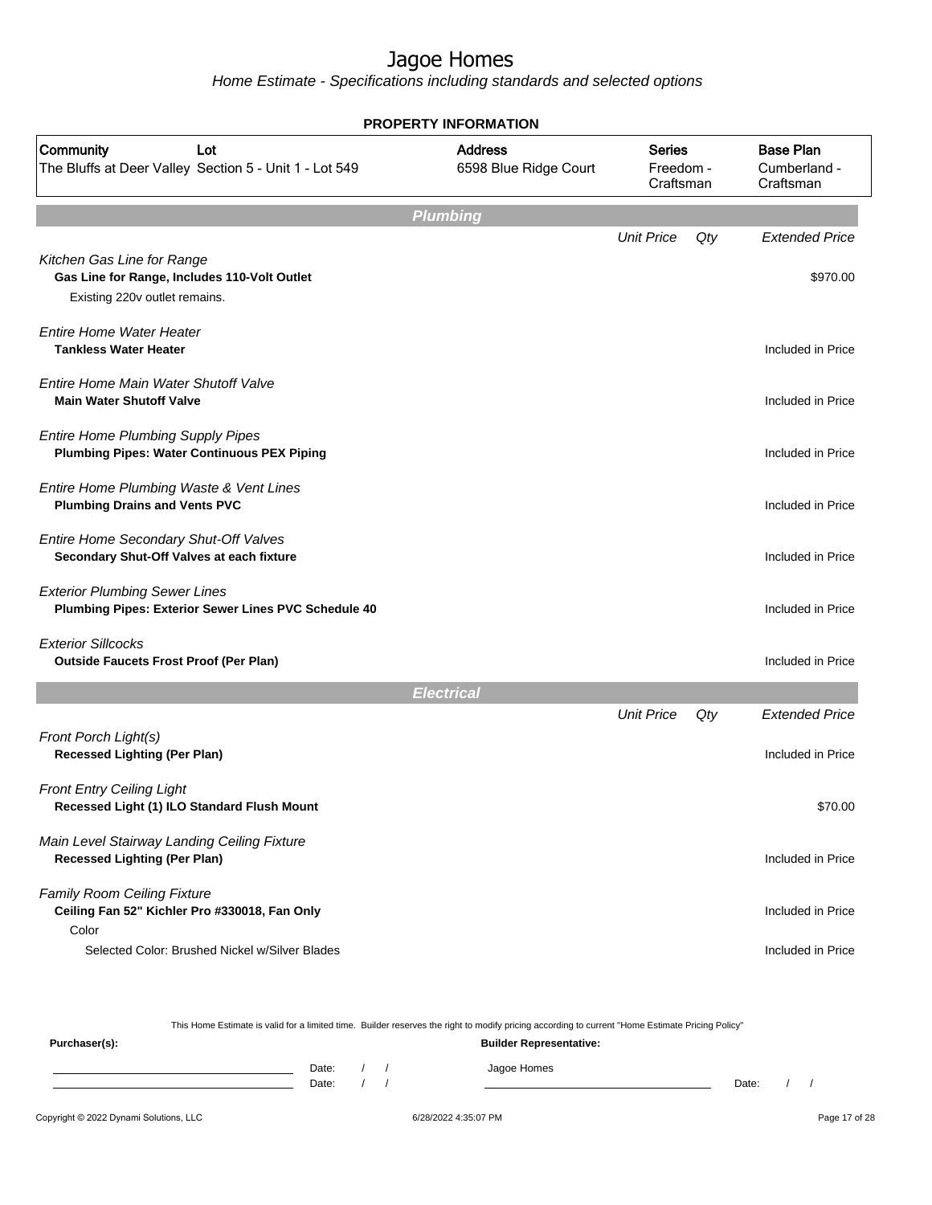# Jagoe Homes

*Home Estimate - Specifications including standards and selected options*

**PROPERTY INFORMATION**

| Community | Lot | Address | Series | Base Plan |
|---|---|---|---|---|
| The Bluffs at Deer Valley | Section 5 - Unit 1 - Lot 549 | 6598 Blue Ridge Court | Freedom - Craftsman | Cumberland - Craftsman |

## Plumbing

| | Unit Price | Qty | Extended Price |
|---|---|---|---|
| *Kitchen Gas Line for Range* | | | |
| **Gas Line for Range, Includes 110-Volt Outlet** | | | $970.00 |
| Existing 220v outlet remains. | | | |
| *Entire Home Water Heater* | | | |
| **Tankless Water Heater** | | | Included in Price |
| *Entire Home Main Water Shutoff Valve* | | | |
| **Main Water Shutoff Valve** | | | Included in Price |
| *Entire Home Plumbing Supply Pipes* | | | |
| **Plumbing Pipes: Water Continuous PEX Piping** | | | Included in Price |
| *Entire Home Plumbing Waste & Vent Lines* | | | |
| **Plumbing Drains and Vents PVC** | | | Included in Price |
| *Entire Home Secondary Shut-Off Valves* | | | |
| **Secondary Shut-Off Valves at each fixture** | | | Included in Price |
| *Exterior Plumbing Sewer Lines* | | | |
| **Plumbing Pipes: Exterior Sewer Lines PVC Schedule 40** | | | Included in Price |
| *Exterior Sillcocks* | | | |
| **Outside Faucets Frost Proof (Per Plan)** | | | Included in Price |

## Electrical

| | Unit Price | Qty | Extended Price |
|---|---|---|---|
| *Front Porch Light(s)* | | | |
| **Recessed Lighting (Per Plan)** | | | Included in Price |
| *Front Entry Ceiling Light* | | | |
| **Recessed Light (1) ILO Standard Flush Mount** | | | $70.00 |
| *Main Level Stairway Landing Ceiling Fixture* | | | |
| **Recessed Lighting (Per Plan)** | | | Included in Price |
| *Family Room Ceiling Fixture* | | | |
| **Ceiling Fan 52" Kichler Pro #330018, Fan Only** | | | Included in Price |
| Color | | | |
| Selected Color: Brushed Nickel w/Silver Blades | | | Included in Price |

This Home Estimate is valid for a limited time. Builder reserves the right to modify pricing according to current "Home Estimate Pricing Policy"

**Purchaser(s):**

Date: / /

Date: / /

**Builder Representative:**

Jagoe Homes

Date: / /

Copyright © 2022 Dynami Solutions, LLC 6/28/2022 4:35:07 PM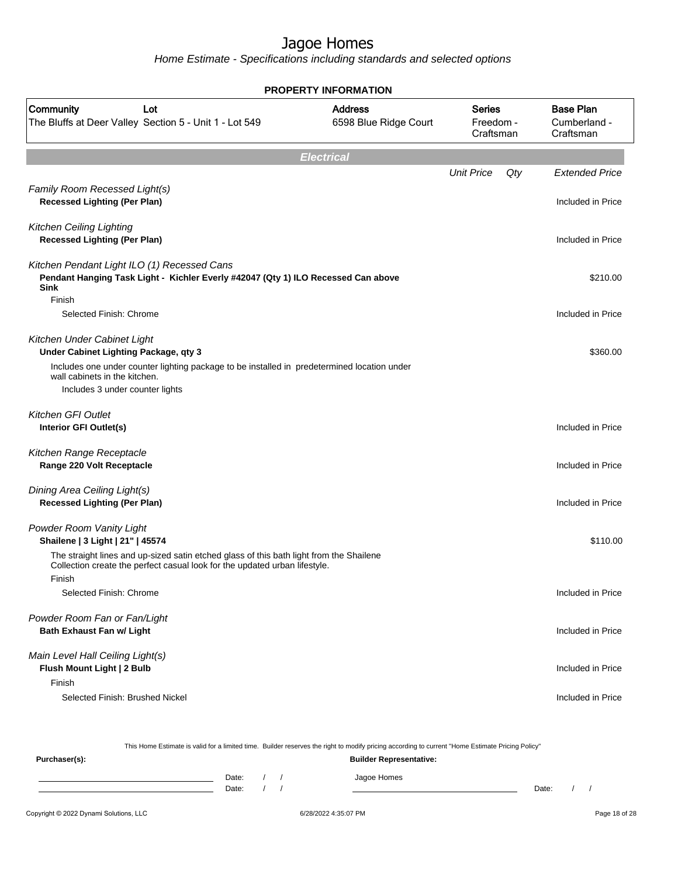# Jagoe Homes

*Home Estimate - Specifications including standards and selected options*

**PROPERTY INFORMATION**

| Community | Lot | Address | Series | Base Plan |
|---|---|---|---|---|
| The Bluffs at Deer Valley | Section 5 - Unit 1 - Lot 549 | 6598 Blue Ridge Court | Freedom - Craftsman | Cumberland - Craftsman |

## Electrical

| | Unit Price | Qty | Extended Price |
|---|---|---|---|
| *Family Room Recessed Light(s)* | | | |
| **Recessed Lighting (Per Plan)** | | | Included in Price |
| *Kitchen Ceiling Lighting* | | | |
| **Recessed Lighting (Per Plan)** | | | Included in Price |
| *Kitchen Pendant Light ILO (1) Recessed Cans* | | | |
| **Pendant Hanging Task Light - Kichler Everly #42047 (Qty 1) ILO Recessed Can above Sink** | | | $210.00 |
| Finish | | | |
| Selected Finish: Chrome | | | Included in Price |
| *Kitchen Under Cabinet Light* | | | |
| **Under Cabinet Lighting Package, qty 3** | | | $360.00 |
| Includes one under counter lighting package to be installed in predetermined location under wall cabinets in the kitchen. | | | |
| Includes 3 under counter lights | | | |
| *Kitchen GFI Outlet* | | | |
| **Interior GFI Outlet(s)** | | | Included in Price |
| *Kitchen Range Receptacle* | | | |
| **Range 220 Volt Receptacle** | | | Included in Price |
| *Dining Area Ceiling Light(s)* | | | |
| **Recessed Lighting (Per Plan)** | | | Included in Price |
| *Powder Room Vanity Light* | | | |
| **Shailene \| 3 Light \| 21" \| 45574** | | | $110.00 |
| The straight lines and up-sized satin etched glass of this bath light from the Shailene Collection create the perfect casual look for the updated urban lifestyle. | | | |
| Finish | | | |
| Selected Finish: Chrome | | | Included in Price |
| *Powder Room Fan or Fan/Light* | | | |
| **Bath Exhaust Fan w/ Light** | | | Included in Price |
| *Main Level Hall Ceiling Light(s)* | | | |
| **Flush Mount Light \| 2 Bulb** | | | Included in Price |
| Finish | | | |
| Selected Finish: Brushed Nickel | | | Included in Price |

This Home Estimate is valid for a limited time. Builder reserves the right to modify pricing according to current "Home Estimate Pricing Policy"

**Purchaser(s):**

Date: / /

Date: / /

**Builder Representative:**

Jagoe Homes

Date: / /

Copyright © 2022 Dynami Solutions, LLC 6/28/2022 4:35:07 PM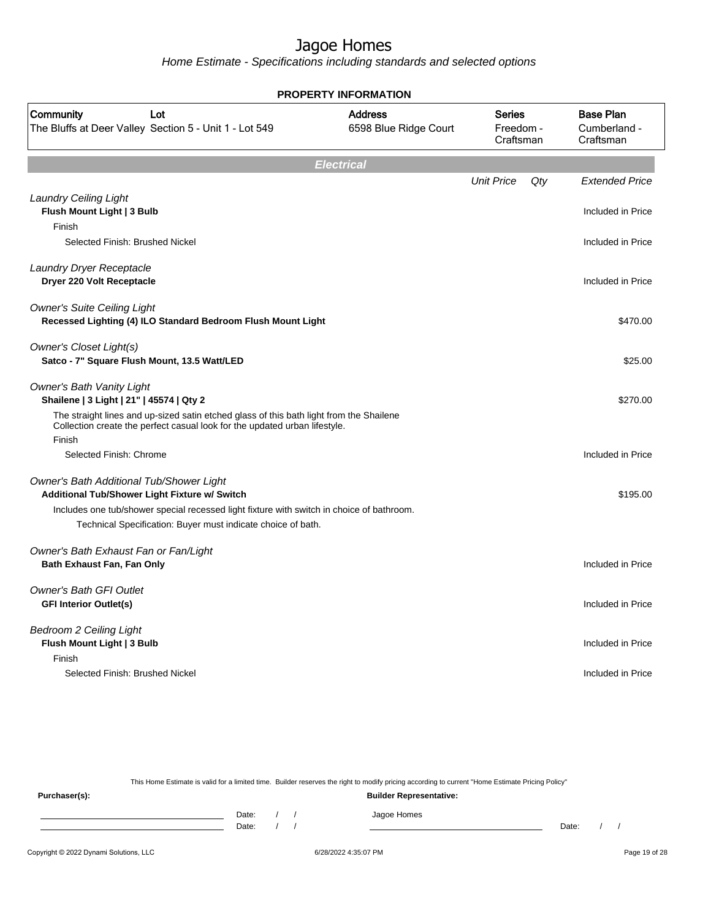# Jagoe Homes

*Home Estimate - Specifications including standards and selected options*

**PROPERTY INFORMATION**

| Community | Lot | Address | Series | Base Plan |
|---|---|---|---|---|
| The Bluffs at Deer Valley | Section 5 - Unit 1 - Lot 549 | 6598 Blue Ridge Court | Freedom - Craftsman | Cumberland - Craftsman |

## Electrical

| | Unit Price | Qty | Extended Price |
|---|---|---|---|
| *Laundry Ceiling Light* | | | |
| **Flush Mount Light \| 3 Bulb** | | | Included in Price |
| Finish | | | |
| Selected Finish: Brushed Nickel | | | Included in Price |
| *Laundry Dryer Receptacle* | | | |
| **Dryer 220 Volt Receptacle** | | | Included in Price |
| *Owner's Suite Ceiling Light* | | | |
| **Recessed Lighting (4) ILO Standard Bedroom Flush Mount Light** | | | $470.00 |
| *Owner's Closet Light(s)* | | | |
| **Satco - 7" Square Flush Mount, 13.5 Watt/LED** | | | $25.00 |
| *Owner's Bath Vanity Light* | | | |
| **Shailene \| 3 Light \| 21" \| 45574 \| Qty 2** | | | $270.00 |
| The straight lines and up-sized satin etched glass of this bath light from the Shailene Collection create the perfect casual look for the updated urban lifestyle. | | | |
| Finish | | | |
| Selected Finish: Chrome | | | Included in Price |
| *Owner's Bath Additional Tub/Shower Light* | | | |
| **Additional Tub/Shower Light Fixture w/ Switch** | | | $195.00 |
| Includes one tub/shower special recessed light fixture with switch in choice of bathroom. | | | |
| Technical Specification: Buyer must indicate choice of bath. | | | |
| *Owner's Bath Exhaust Fan or Fan/Light* | | | |
| **Bath Exhaust Fan, Fan Only** | | | Included in Price |
| *Owner's Bath GFI Outlet* | | | |
| **GFI Interior Outlet(s)** | | | Included in Price |
| *Bedroom 2 Ceiling Light* | | | |
| **Flush Mount Light \| 3 Bulb** | | | Included in Price |
| Finish | | | |
| Selected Finish: Brushed Nickel | | | Included in Price |

This Home Estimate is valid for a limited time. Builder reserves the right to modify pricing according to current "Home Estimate Pricing Policy"

**Purchaser(s):** Date: / / Date: / /

**Builder Representative:** Jagoe Homes Date: / /

Copyright © 2022 Dynami Solutions, LLC 6/28/2022 4:35:07 PM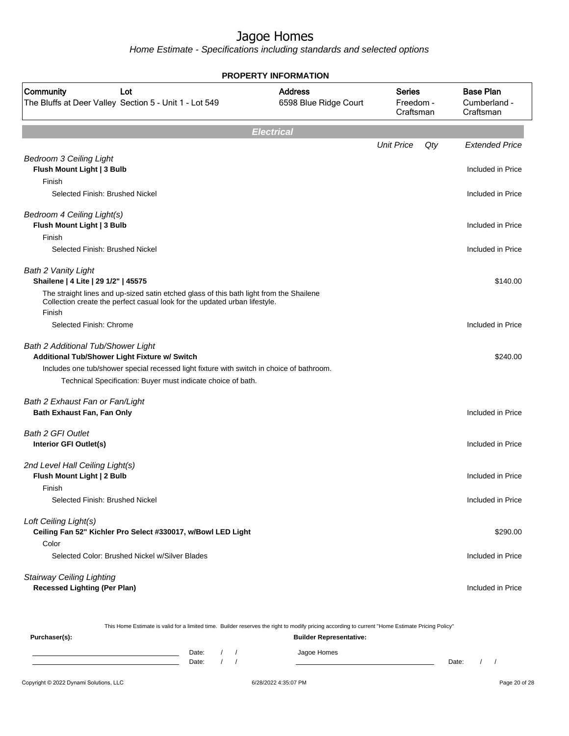# Jagoe Homes

*Home Estimate - Specifications including standards and selected options*

**PROPERTY INFORMATION**

| Community | Lot | Address | Series | Base Plan |
|---|---|---|---|---|
| The Bluffs at Deer Valley | Section 5 - Unit 1 - Lot 549 | 6598 Blue Ridge Court | Freedom - Craftsman | Cumberland - Craftsman |

## Electrical

| | Unit Price | Qty | Extended Price |
|---|---|---|---|
| *Bedroom 3 Ceiling Light* | | | |
| **Flush Mount Light \| 3 Bulb** | | | Included in Price |
| Finish | | | |
| Selected Finish: Brushed Nickel | | | Included in Price |
| *Bedroom 4 Ceiling Light(s)* | | | |
| **Flush Mount Light \| 3 Bulb** | | | Included in Price |
| Finish | | | |
| Selected Finish: Brushed Nickel | | | Included in Price |
| *Bath 2 Vanity Light* | | | |
| **Shailene \| 4 Lite \| 29 1/2" \| 45575** | | | $140.00 |
| The straight lines and up-sized satin etched glass of this bath light from the Shailene Collection create the perfect casual look for the updated urban lifestyle. | | | |
| Finish | | | |
| Selected Finish: Chrome | | | Included in Price |
| *Bath 2 Additional Tub/Shower Light* | | | |
| **Additional Tub/Shower Light Fixture w/ Switch** | | | $240.00 |
| Includes one tub/shower special recessed light fixture with switch in choice of bathroom. | | | |
| Technical Specification: Buyer must indicate choice of bath. | | | |
| *Bath 2 Exhaust Fan or Fan/Light* | | | |
| **Bath Exhaust Fan, Fan Only** | | | Included in Price |
| *Bath 2 GFI Outlet* | | | |
| **Interior GFI Outlet(s)** | | | Included in Price |
| *2nd Level Hall Ceiling Light(s)* | | | |
| **Flush Mount Light \| 2 Bulb** | | | Included in Price |
| Finish | | | |
| Selected Finish: Brushed Nickel | | | Included in Price |
| *Loft Ceiling Light(s)* | | | |
| **Ceiling Fan 52" Kichler Pro Select #330017, w/Bowl LED Light** | | | $290.00 |
| Color | | | |
| Selected Color: Brushed Nickel w/Silver Blades | | | Included in Price |
| *Stairway Ceiling Lighting* | | | |
| **Recessed Lighting (Per Plan)** | | | Included in Price |

This Home Estimate is valid for a limited time. Builder reserves the right to modify pricing according to current "Home Estimate Pricing Policy"

**Purchaser(s):**

Date: / /
Date: / /

**Builder Representative:**

Jagoe Homes

Date: / /

Copyright © 2022 Dynami Solutions, LLC — 6/28/2022 4:35:07 PM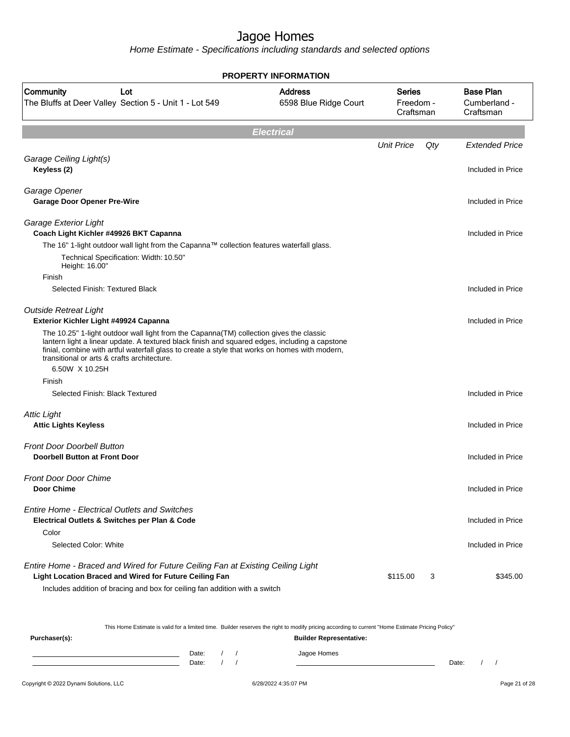# Jagoe Homes

*Home Estimate - Specifications including standards and selected options*

## PROPERTY INFORMATION

| Community | Lot | Address | Series | Base Plan |
|---|---|---|---|---|
| The Bluffs at Deer Valley | Section 5 - Unit 1 - Lot 549 | 6598 Blue Ridge Court | Freedom - Craftsman | Cumberland - Craftsman |

## Electrical

| | Unit Price | Qty | Extended Price |
|---|---|---|---|
| *Garage Ceiling Light(s)* | | | |
| **Keyless (2)** | | | Included in Price |
| *Garage Opener* | | | |
| **Garage Door Opener Pre-Wire** | | | Included in Price |
| *Garage Exterior Light* | | | |
| **Coach Light Kichler #49926 BKT Capanna** | | | Included in Price |
| The 16" 1-light outdoor wall light from the Capanna™ collection features waterfall glass. | | | |
| Technical Specification: Width: 10.50" Height: 16.00" | | | |
| Finish | | | |
| Selected Finish: Textured Black | | | Included in Price |
| *Outside Retreat Light* | | | |
| **Exterior Kichler Light #49924 Capanna** | | | Included in Price |
| The 10.25" 1-light outdoor wall light from the Capanna(TM) collection gives the classic lantern light a linear update. A textured black finish and squared edges, including a capstone finial, combine with artful waterfall glass to create a style that works on homes with modern, transitional or arts & crafts architecture. | | | |
| 6.50W X 10.25H | | | |
| Finish | | | |
| Selected Finish: Black Textured | | | Included in Price |
| *Attic Light* | | | |
| **Attic Lights Keyless** | | | Included in Price |
| *Front Door Doorbell Button* | | | |
| **Doorbell Button at Front Door** | | | Included in Price |
| *Front Door Door Chime* | | | |
| **Door Chime** | | | Included in Price |
| *Entire Home - Electrical Outlets and Switches* | | | |
| **Electrical Outlets & Switches per Plan & Code** | | | Included in Price |
| Color | | | |
| Selected Color: White | | | Included in Price |
| *Entire Home - Braced and Wired for Future Ceiling Fan at Existing Ceiling Light* | | | |
| **Light Location Braced and Wired for Future Ceiling Fan** | $115.00 | 3 | $345.00 |
| Includes addition of bracing and box for ceiling fan addition with a switch | | | |

This Home Estimate is valid for a limited time. Builder reserves the right to modify pricing according to current "Home Estimate Pricing Policy"

**Purchaser(s):**

Date: / /

Date: / /

**Builder Representative:**

Jagoe Homes

Date: / /

Copyright © 2022 Dynami Solutions, LLC — 6/28/2022 4:35:07 PM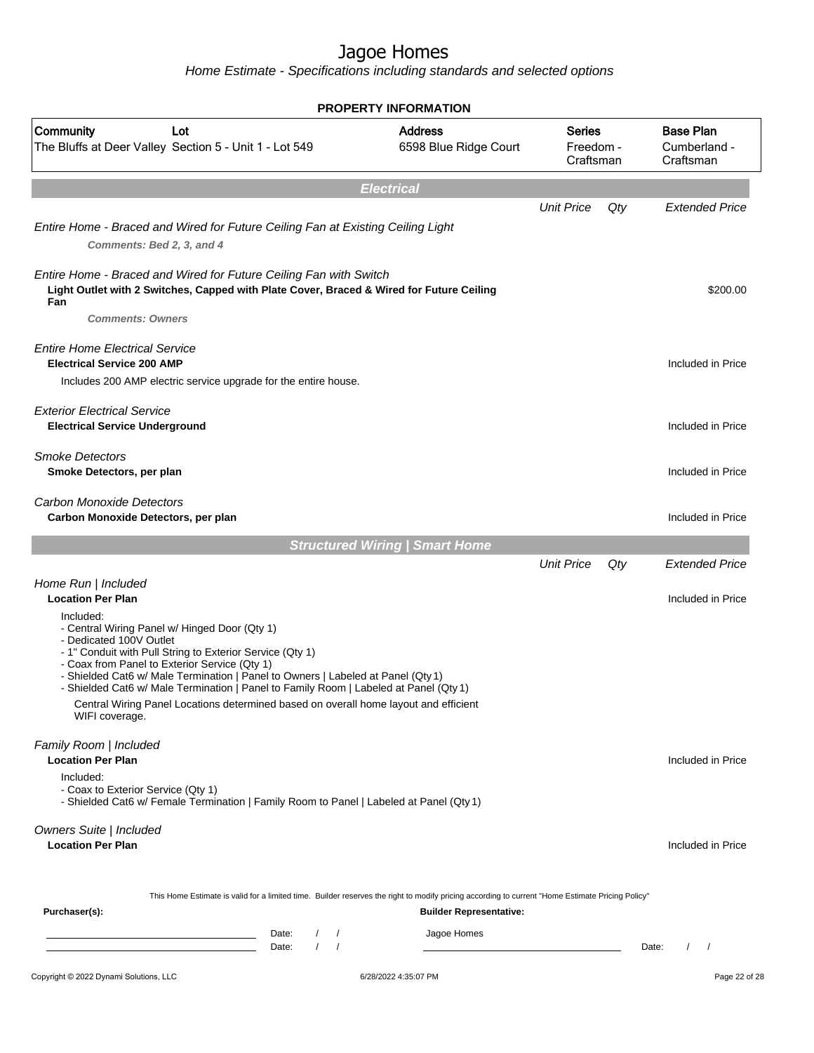# Jagoe Homes

*Home Estimate - Specifications including standards and selected options*

**PROPERTY INFORMATION**

| Community | Lot | Address | Series | Base Plan |
|---|---|---|---|---|
| The Bluffs at Deer Valley | Section 5 - Unit 1 - Lot 549 | 6598 Blue Ridge Court | Freedom - Craftsman | Cumberland - Craftsman |

## Electrical

| | Unit Price | Qty | Extended Price |
|---|---|---|---|
| *Entire Home - Braced and Wired for Future Ceiling Fan at Existing Ceiling Light* | | | |
| **Comments: Bed 2, 3, and 4** | | | |
| *Entire Home - Braced and Wired for Future Ceiling Fan with Switch* | | | |
| **Light Outlet with 2 Switches, Capped with Plate Cover, Braced & Wired for Future Ceiling Fan** | | | $200.00 |
| **Comments: Owners** | | | |
| *Entire Home Electrical Service* | | | |
| **Electrical Service 200 AMP** | | | Included in Price |
| Includes 200 AMP electric service upgrade for the entire house. | | | |
| *Exterior Electrical Service* | | | |
| **Electrical Service Underground** | | | Included in Price |
| *Smoke Detectors* | | | |
| **Smoke Detectors, per plan** | | | Included in Price |
| *Carbon Monoxide Detectors* | | | |
| **Carbon Monoxide Detectors, per plan** | | | Included in Price |

## Structured Wiring | Smart Home

| | Unit Price | Qty | Extended Price |
|---|---|---|---|
| *Home Run \| Included* | | | |
| **Location Per Plan** | | | Included in Price |

Included:
- Central Wiring Panel w/ Hinged Door (Qty 1)
- Dedicated 100V Outlet
- 1" Conduit with Pull String to Exterior Service (Qty 1)
- Coax from Panel to Exterior Service (Qty 1)
- Shielded Cat6 w/ Male Termination | Panel to Owners | Labeled at Panel (Qty 1)
- Shielded Cat6 w/ Male Termination | Panel to Family Room | Labeled at Panel (Qty 1)

Central Wiring Panel Locations determined based on overall home layout and efficient WIFI coverage.

| | Unit Price | Qty | Extended Price |
|---|---|---|---|
| *Family Room \| Included* | | | |
| **Location Per Plan** | | | Included in Price |

Included:
- Coax to Exterior Service (Qty 1)
- Shielded Cat6 w/ Female Termination | Family Room to Panel | Labeled at Panel (Qty 1)

| | Unit Price | Qty | Extended Price |
|---|---|---|---|
| *Owners Suite \| Included* | | | |
| **Location Per Plan** | | | Included in Price |

This Home Estimate is valid for a limited time. Builder reserves the right to modify pricing according to current "Home Estimate Pricing Policy"

**Purchaser(s):** **Builder Representative:**

Date: / / Jagoe Homes

Date: / / Date: / /

Copyright © 2022 Dynami Solutions, LLC 6/28/2022 4:35:07 PM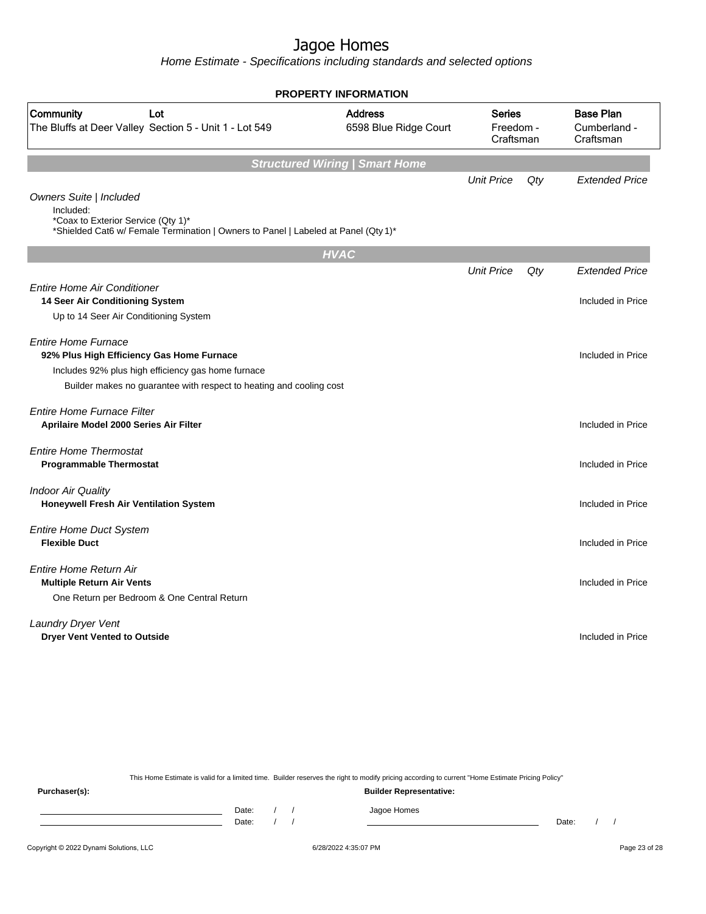# Jagoe Homes

*Home Estimate - Specifications including standards and selected options*

**PROPERTY INFORMATION**

| Community | Lot | Address | Series | Base Plan |
|---|---|---|---|---|
| The Bluffs at Deer Valley | Section 5 - Unit 1 - Lot 549 | 6598 Blue Ridge Court | Freedom - Craftsman | Cumberland - Craftsman |

## Structured Wiring | Smart Home

| | Unit Price | Qty | Extended Price |
|---|---|---|---|
| *Owners Suite \| Included*<br>Included:<br>*Coax to Exterior Service (Qty 1)*<br>*Shielded Cat6 w/ Female Termination \| Owners to Panel \| Labeled at Panel (Qty 1)* | | | |

## HVAC

| | Unit Price | Qty | Extended Price |
|---|---|---|---|
| *Entire Home Air Conditioner*<br>**14 Seer Air Conditioning System**<br>Up to 14 Seer Air Conditioning System | | | Included in Price |
| *Entire Home Furnace*<br>**92% Plus High Efficiency Gas Home Furnace**<br>Includes 92% plus high efficiency gas home furnace<br>Builder makes no guarantee with respect to heating and cooling cost | | | Included in Price |
| *Entire Home Furnace Filter*<br>**Aprilaire Model 2000 Series Air Filter** | | | Included in Price |
| *Entire Home Thermostat*<br>**Programmable Thermostat** | | | Included in Price |
| *Indoor Air Quality*<br>**Honeywell Fresh Air Ventilation System** | | | Included in Price |
| *Entire Home Duct System*<br>**Flexible Duct** | | | Included in Price |
| *Entire Home Return Air*<br>**Multiple Return Air Vents**<br>One Return per Bedroom & One Central Return | | | Included in Price |
| *Laundry Dryer Vent*<br>**Dryer Vent Vented to Outside** | | | Included in Price |

This Home Estimate is valid for a limited time. Builder reserves the right to modify pricing according to current "Home Estimate Pricing Policy"

**Purchaser(s):**

Date: / /

Date: / /

**Builder Representative:**

Jagoe Homes

Date: / /

Copyright © 2022 Dynami Solutions, LLC 6/28/2022 4:35:07 PM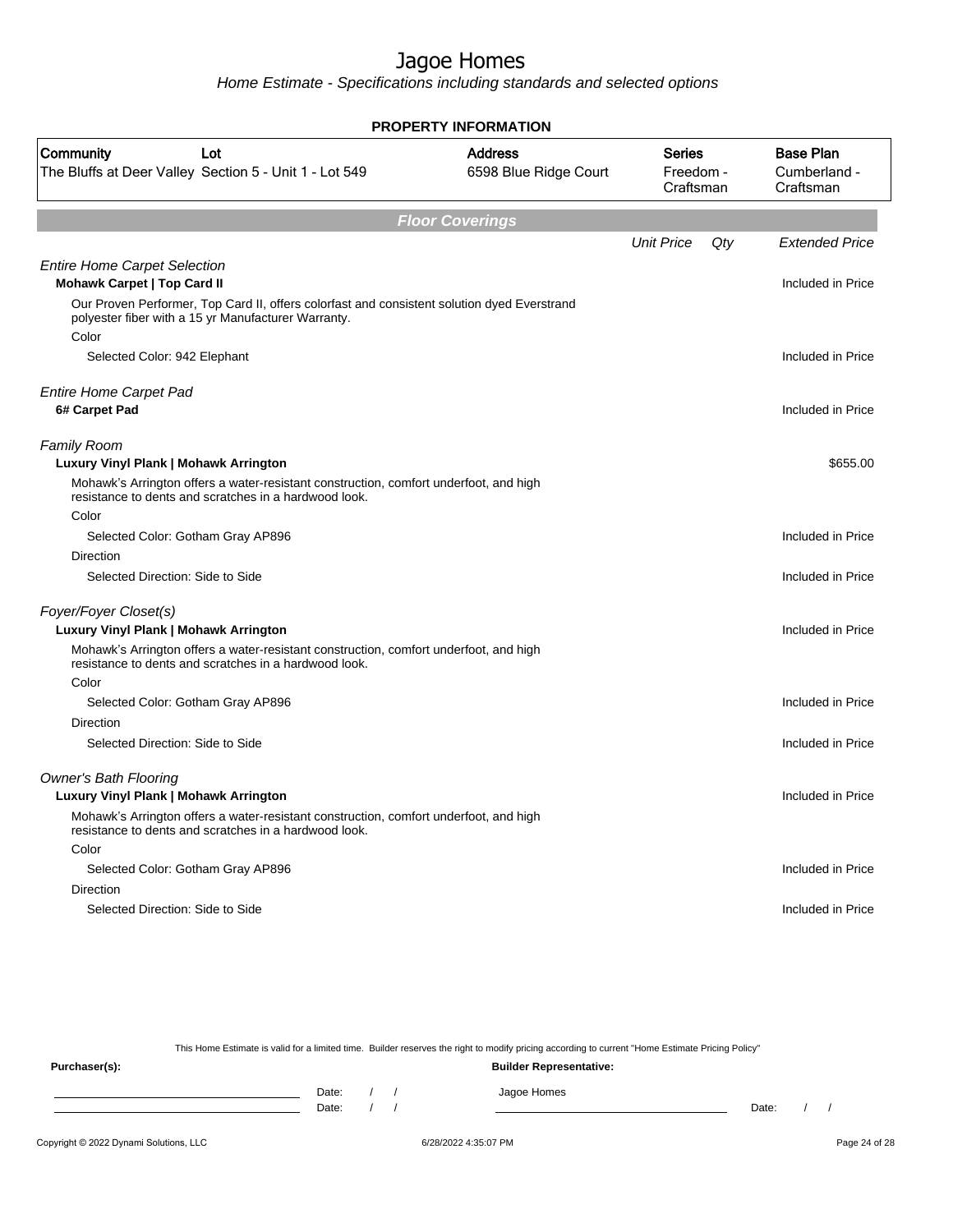# Jagoe Homes

Home Estimate - Specifications including standards and selected options

**PROPERTY INFORMATION**

| Community | Lot | Address | Series | Base Plan |
|---|---|---|---|---|
| The Bluffs at Deer Valley | Section 5 - Unit 1 - Lot 549 | 6598 Blue Ridge Court | Freedom - Craftsman | Cumberland - Craftsman |

## Floor Coverings

| | Unit Price | Qty | Extended Price |
|---|---|---|---|
| *Entire Home Carpet Selection* | | | |
| **Mohawk Carpet \| Top Card II** | | | Included in Price |
| Our Proven Performer, Top Card II, offers colorfast and consistent solution dyed Everstrand polyester fiber with a 15 yr Manufacturer Warranty. | | | |
| Color | | | |
| Selected Color: 942 Elephant | | | Included in Price |
| *Entire Home Carpet Pad* | | | |
| **6# Carpet Pad** | | | Included in Price |
| *Family Room* | | | |
| **Luxury Vinyl Plank \| Mohawk Arrington** | | | $655.00 |
| Mohawk's Arrington offers a water-resistant construction, comfort underfoot, and high resistance to dents and scratches in a hardwood look. | | | |
| Color | | | |
| Selected Color: Gotham Gray AP896 | | | Included in Price |
| Direction | | | |
| Selected Direction: Side to Side | | | Included in Price |
| *Foyer/Foyer Closet(s)* | | | |
| **Luxury Vinyl Plank \| Mohawk Arrington** | | | Included in Price |
| Mohawk's Arrington offers a water-resistant construction, comfort underfoot, and high resistance to dents and scratches in a hardwood look. | | | |
| Color | | | |
| Selected Color: Gotham Gray AP896 | | | Included in Price |
| Direction | | | |
| Selected Direction: Side to Side | | | Included in Price |
| *Owner's Bath Flooring* | | | |
| **Luxury Vinyl Plank \| Mohawk Arrington** | | | Included in Price |
| Mohawk's Arrington offers a water-resistant construction, comfort underfoot, and high resistance to dents and scratches in a hardwood look. | | | |
| Color | | | |
| Selected Color: Gotham Gray AP896 | | | Included in Price |
| Direction | | | |
| Selected Direction: Side to Side | | | Included in Price |

This Home Estimate is valid for a limited time. Builder reserves the right to modify pricing according to current "Home Estimate Pricing Policy"

**Purchaser(s):** 

Date: / /
Date: / /

**Builder Representative:**

Jagoe Homes

Date: / /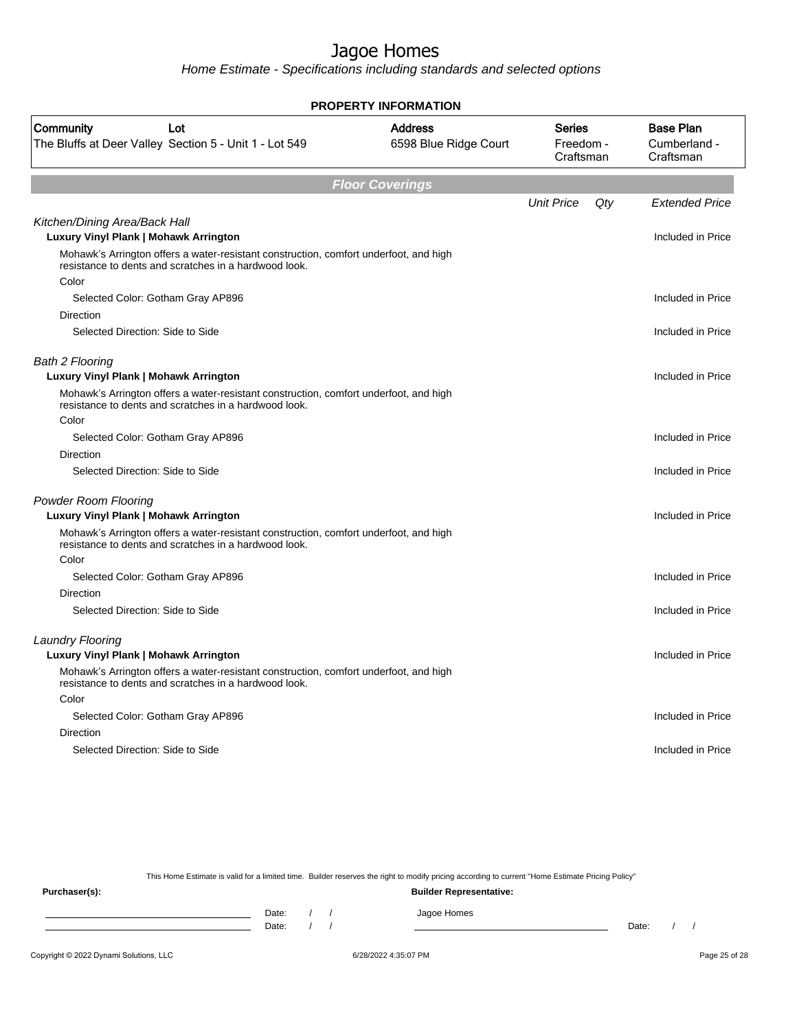# Jagoe Homes

*Home Estimate - Specifications including standards and selected options*

**PROPERTY INFORMATION**

| Community | Lot | Address | Series | Base Plan |
|---|---|---|---|---|
| The Bluffs at Deer Valley | Section 5 - Unit 1 - Lot 549 | 6598 Blue Ridge Court | Freedom - Craftsman | Cumberland - Craftsman |

## Floor Coverings

| | Unit Price | Qty | Extended Price |
|---|---|---|---|
| *Kitchen/Dining Area/Back Hall* | | | |
| **Luxury Vinyl Plank \| Mohawk Arrington** | | | Included in Price |
| Mohawk's Arrington offers a water-resistant construction, comfort underfoot, and high resistance to dents and scratches in a hardwood look. | | | |
| Color | | | |
| Selected Color: Gotham Gray AP896 | | | Included in Price |
| Direction | | | |
| Selected Direction: Side to Side | | | Included in Price |
| *Bath 2 Flooring* | | | |
| **Luxury Vinyl Plank \| Mohawk Arrington** | | | Included in Price |
| Mohawk's Arrington offers a water-resistant construction, comfort underfoot, and high resistance to dents and scratches in a hardwood look. | | | |
| Color | | | |
| Selected Color: Gotham Gray AP896 | | | Included in Price |
| Direction | | | |
| Selected Direction: Side to Side | | | Included in Price |
| *Powder Room Flooring* | | | |
| **Luxury Vinyl Plank \| Mohawk Arrington** | | | Included in Price |
| Mohawk's Arrington offers a water-resistant construction, comfort underfoot, and high resistance to dents and scratches in a hardwood look. | | | |
| Color | | | |
| Selected Color: Gotham Gray AP896 | | | Included in Price |
| Direction | | | |
| Selected Direction: Side to Side | | | Included in Price |
| *Laundry Flooring* | | | |
| **Luxury Vinyl Plank \| Mohawk Arrington** | | | Included in Price |
| Mohawk's Arrington offers a water-resistant construction, comfort underfoot, and high resistance to dents and scratches in a hardwood look. | | | |
| Color | | | |
| Selected Color: Gotham Gray AP896 | | | Included in Price |
| Direction | | | |
| Selected Direction: Side to Side | | | Included in Price |

This Home Estimate is valid for a limited time. Builder reserves the right to modify pricing according to current "Home Estimate Pricing Policy"

**Purchaser(s):**

Date: / /

Date: / /

**Builder Representative:**

Jagoe Homes

Date: / /

Copyright © 2022 Dynami Solutions, LLC — 6/28/2022 4:35:07 PM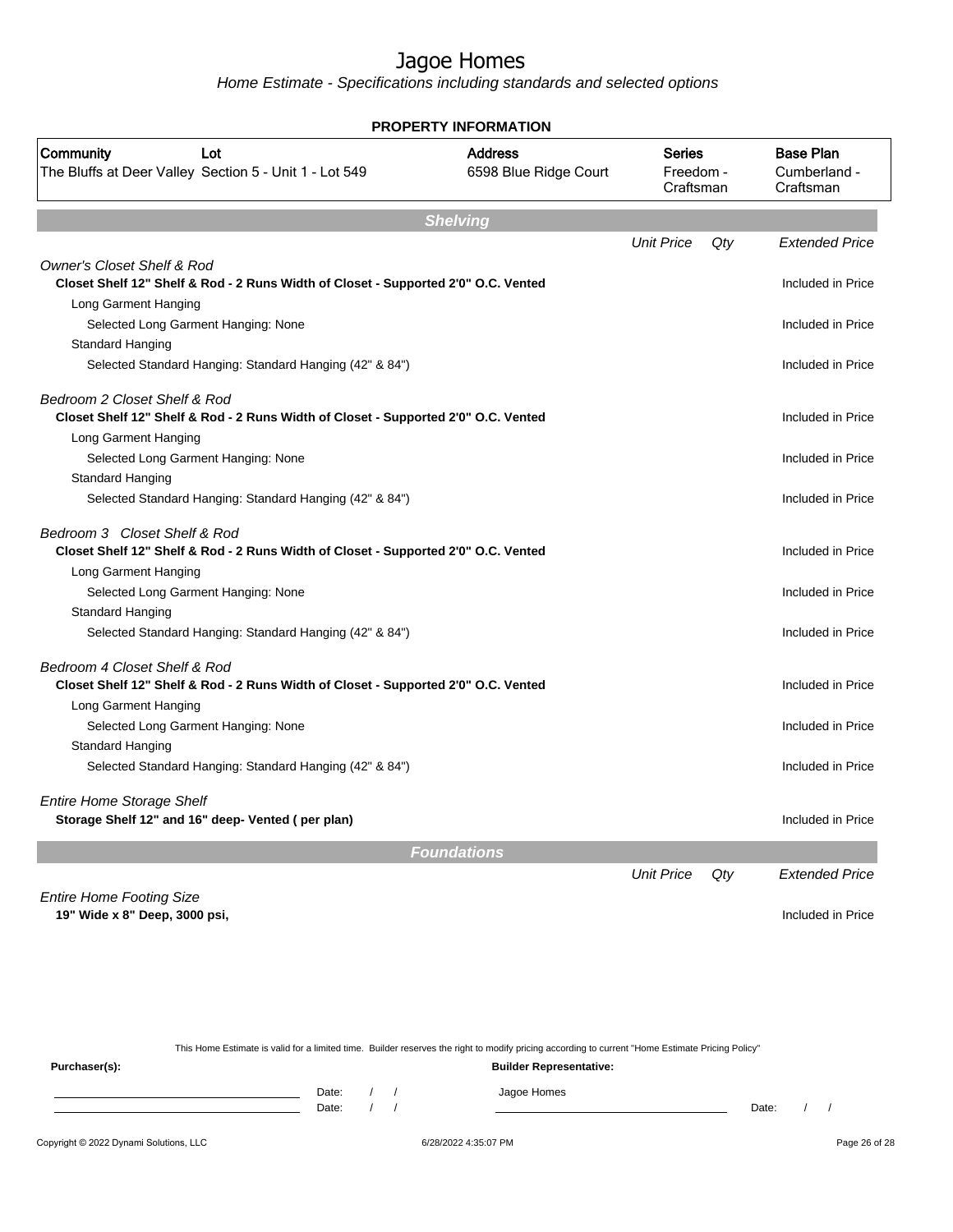# Jagoe Homes

*Home Estimate - Specifications including standards and selected options*

**PROPERTY INFORMATION**

| Community | Lot | Address | Series | Base Plan |
|---|---|---|---|---|
| The Bluffs at Deer Valley | Section 5 - Unit 1 - Lot 549 | 6598 Blue Ridge Court | Freedom - Craftsman | Cumberland - Craftsman |

## Shelving

| | Unit Price | Qty | Extended Price |
|---|---|---|---|
| *Owner's Closet Shelf & Rod* | | | |
| **Closet Shelf 12" Shelf & Rod - 2 Runs Width of Closet - Supported 2'0" O.C. Vented** | | | Included in Price |
| Long Garment Hanging | | | |
| Selected Long Garment Hanging: None | | | Included in Price |
| Standard Hanging | | | |
| Selected Standard Hanging: Standard Hanging (42" & 84") | | | Included in Price |
| *Bedroom 2 Closet Shelf & Rod* | | | |
| **Closet Shelf 12" Shelf & Rod - 2 Runs Width of Closet - Supported 2'0" O.C. Vented** | | | Included in Price |
| Long Garment Hanging | | | |
| Selected Long Garment Hanging: None | | | Included in Price |
| Standard Hanging | | | |
| Selected Standard Hanging: Standard Hanging (42" & 84") | | | Included in Price |
| *Bedroom 3 Closet Shelf & Rod* | | | |
| **Closet Shelf 12" Shelf & Rod - 2 Runs Width of Closet - Supported 2'0" O.C. Vented** | | | Included in Price |
| Long Garment Hanging | | | |
| Selected Long Garment Hanging: None | | | Included in Price |
| Standard Hanging | | | |
| Selected Standard Hanging: Standard Hanging (42" & 84") | | | Included in Price |
| *Bedroom 4 Closet Shelf & Rod* | | | |
| **Closet Shelf 12" Shelf & Rod - 2 Runs Width of Closet - Supported 2'0" O.C. Vented** | | | Included in Price |
| Long Garment Hanging | | | |
| Selected Long Garment Hanging: None | | | Included in Price |
| Standard Hanging | | | |
| Selected Standard Hanging: Standard Hanging (42" & 84") | | | Included in Price |
| *Entire Home Storage Shelf* | | | |
| **Storage Shelf 12" and 16" deep- Vented ( per plan)** | | | Included in Price |

## Foundations

| | Unit Price | Qty | Extended Price |
|---|---|---|---|
| *Entire Home Footing Size* | | | |
| **19" Wide x 8" Deep, 3000 psi,** | | | Included in Price |

This Home Estimate is valid for a limited time. Builder reserves the right to modify pricing according to current "Home Estimate Pricing Policy"

**Purchaser(s):** Date: / / Date: / /

**Builder Representative:** Jagoe Homes Date: / /

Copyright © 2022 Dynami Solutions, LLC 6/28/2022 4:35:07 PM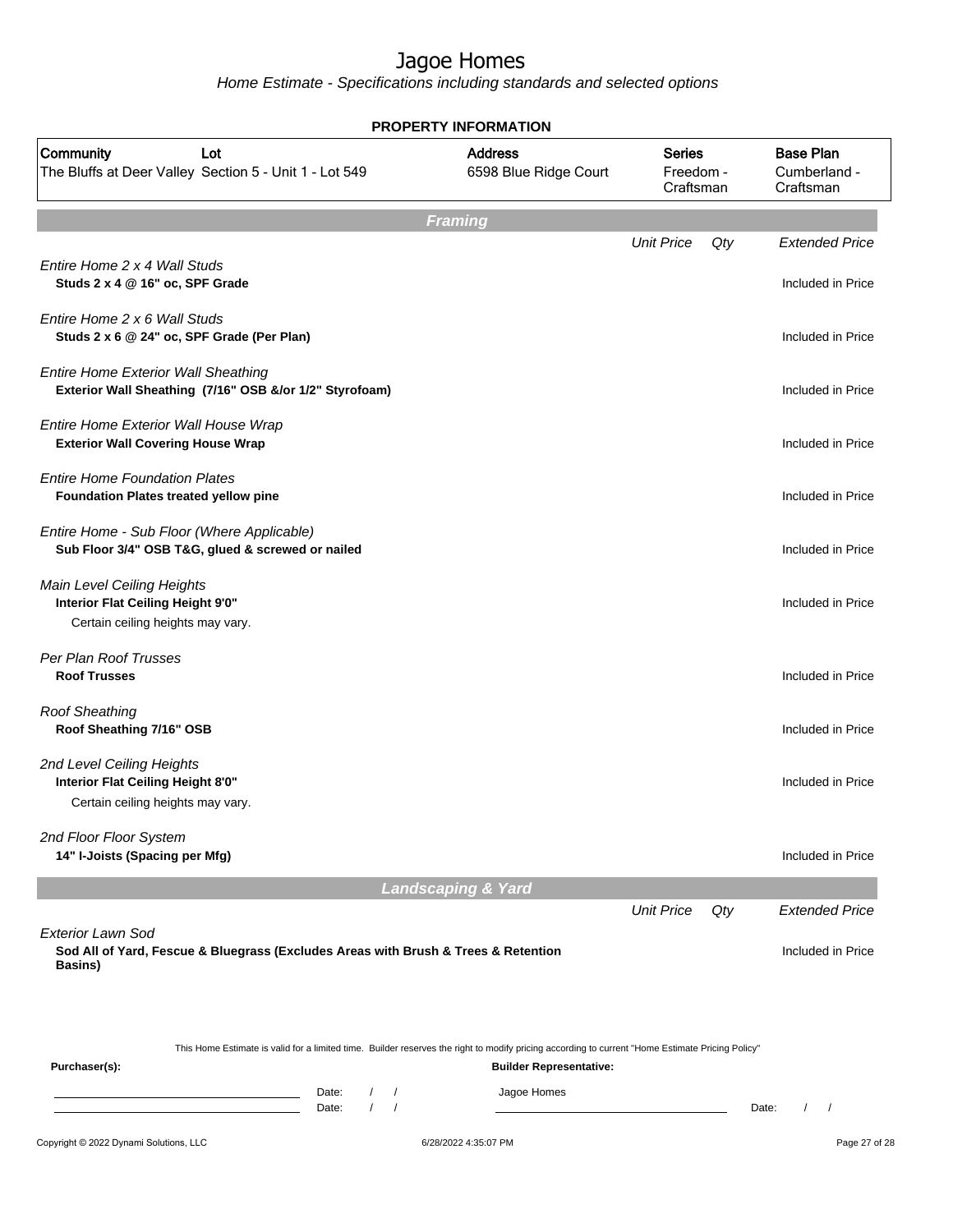# Jagoe Homes

*Home Estimate - Specifications including standards and selected options*

## PROPERTY INFORMATION

| Community | Lot | Address | Series | Base Plan |
|---|---|---|---|---|
| The Bluffs at Deer Valley | Section 5 - Unit 1 - Lot 549 | 6598 Blue Ridge Court | Freedom - Craftsman | Cumberland - Craftsman |

## Framing

| | Unit Price | Qty | Extended Price |
|---|---|---|---|
| *Entire Home 2 x 4 Wall Studs*<br>**Studs 2 x 4 @ 16" oc, SPF Grade** | | | Included in Price |
| *Entire Home 2 x 6 Wall Studs*<br>**Studs 2 x 6 @ 24" oc, SPF Grade (Per Plan)** | | | Included in Price |
| *Entire Home Exterior Wall Sheathing*<br>**Exterior Wall Sheathing (7/16" OSB &/or 1/2" Styrofoam)** | | | Included in Price |
| *Entire Home Exterior Wall House Wrap*<br>**Exterior Wall Covering House Wrap** | | | Included in Price |
| *Entire Home Foundation Plates*<br>**Foundation Plates treated yellow pine** | | | Included in Price |
| *Entire Home - Sub Floor (Where Applicable)*<br>**Sub Floor 3/4" OSB T&G, glued & screwed or nailed** | | | Included in Price |
| *Main Level Ceiling Heights*<br>**Interior Flat Ceiling Height 9'0"**<br>Certain ceiling heights may vary. | | | Included in Price |
| *Per Plan Roof Trusses*<br>**Roof Trusses** | | | Included in Price |
| *Roof Sheathing*<br>**Roof Sheathing 7/16" OSB** | | | Included in Price |
| *2nd Level Ceiling Heights*<br>**Interior Flat Ceiling Height 8'0"**<br>Certain ceiling heights may vary. | | | Included in Price |
| *2nd Floor Floor System*<br>**14" I-Joists (Spacing per Mfg)** | | | Included in Price |

## Landscaping & Yard

| | Unit Price | Qty | Extended Price |
|---|---|---|---|
| *Exterior Lawn Sod*<br>**Sod All of Yard, Fescue & Bluegrass (Excludes Areas with Brush & Trees & Retention Basins)** | | | Included in Price |

This Home Estimate is valid for a limited time. Builder reserves the right to modify pricing according to current "Home Estimate Pricing Policy"

**Purchaser(s):**

\_\_\_\_\_\_\_\_\_\_\_\_\_\_\_\_\_\_\_\_ Date: / /

\_\_\_\_\_\_\_\_\_\_\_\_\_\_\_\_\_\_\_\_ Date: / /

**Builder Representative:**

Jagoe Homes

\_\_\_\_\_\_\_\_\_\_\_\_\_\_\_\_\_\_\_\_ Date: / /

Copyright © 2022 Dynami Solutions, LLC — 6/28/2022 4:35:07 PM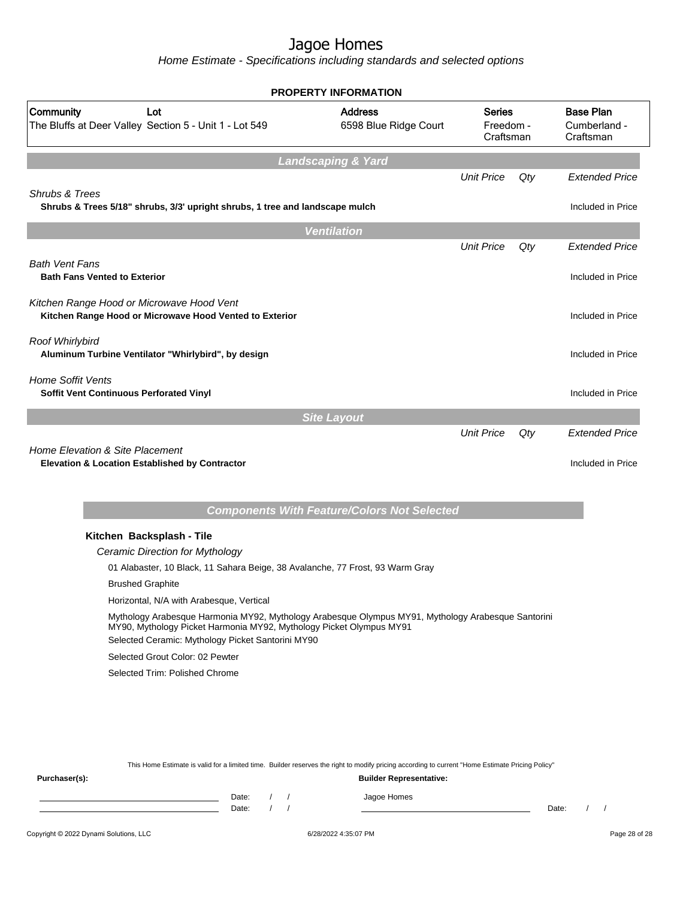# Jagoe Homes

*Home Estimate - Specifications including standards and selected options*

**PROPERTY INFORMATION**

| Community | Lot | Address | Series | Base Plan |
|---|---|---|---|---|
| The Bluffs at Deer Valley | Section 5 - Unit 1 - Lot 549 | 6598 Blue Ridge Court | Freedom - Craftsman | Cumberland - Craftsman |

## Landscaping & Yard

| | Unit Price | Qty | Extended Price |
|---|---|---|---|
| *Shrubs & Trees* | | | |
| **Shrubs & Trees 5/18" shrubs, 3/3' upright shrubs, 1 tree and landscape mulch** | | | Included in Price |

## Ventilation

| | Unit Price | Qty | Extended Price |
|---|---|---|---|
| *Bath Vent Fans* | | | |
| **Bath Fans Vented to Exterior** | | | Included in Price |
| *Kitchen Range Hood or Microwave Hood Vent* | | | |
| **Kitchen Range Hood or Microwave Hood Vented to Exterior** | | | Included in Price |
| *Roof Whirlybird* | | | |
| **Aluminum Turbine Ventilator "Whirlybird", by design** | | | Included in Price |
| *Home Soffit Vents* | | | |
| **Soffit Vent Continuous Perforated Vinyl** | | | Included in Price |

## Site Layout

| | Unit Price | Qty | Extended Price |
|---|---|---|---|
| *Home Elevation & Site Placement* | | | |
| **Elevation & Location Established by Contractor** | | | Included in Price |

## Components With Feature/Colors Not Selected

**Kitchen Backsplash - Tile**

*Ceramic Direction for Mythology*

01 Alabaster, 10 Black, 11 Sahara Beige, 38 Avalanche, 77 Frost, 93 Warm Gray

Brushed Graphite

Horizontal, N/A with Arabesque, Vertical

Mythology Arabesque Harmonia MY92, Mythology Arabesque Olympus MY91, Mythology Arabesque Santorini MY90, Mythology Picket Harmonia MY92, Mythology Picket Olympus MY91

Selected Ceramic: Mythology Picket Santorini MY90

Selected Grout Color: 02 Pewter

Selected Trim: Polished Chrome

This Home Estimate is valid for a limited time. Builder reserves the right to modify pricing according to current "Home Estimate Pricing Policy"

**Purchaser(s):** ______________________ Date: / /
______________________ Date: / /

**Builder Representative:**
Jagoe Homes ______________________ Date: / /